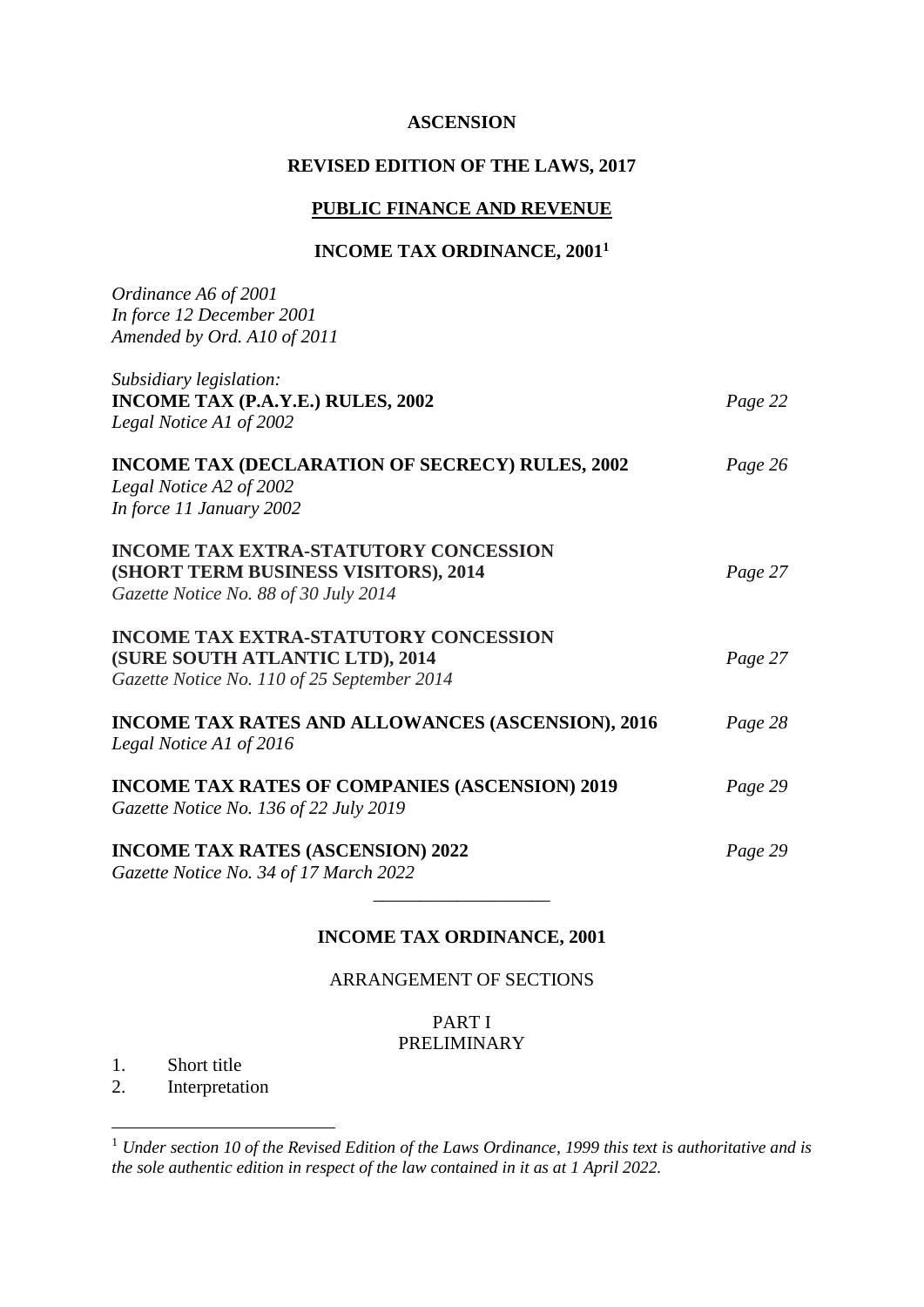**ASCENSION**

**REVISED EDITION OF THE LAWS, 2017**

**PUBLIC FINANCE AND REVENUE**

# INCOME TAX ORDINANCE, 2001[1]

*Ordinance A6 of 2001*
*In force 12 December 2001*
*Amended by Ord. A10 of 2011*

*Subsidiary legislation:*

**INCOME TAX (P.A.Y.E.) RULES, 2002** — *Page 22*
*Legal Notice A1 of 2002*

**INCOME TAX (DECLARATION OF SECRECY) RULES, 2002** — *Page 26*
*Legal Notice A2 of 2002*
*In force 11 January 2002*

**INCOME TAX EXTRA-STATUTORY CONCESSION (SHORT TERM BUSINESS VISITORS), 2014** — *Page 27*
*Gazette Notice No. 88 of 30 July 2014*

**INCOME TAX EXTRA-STATUTORY CONCESSION (SURE SOUTH ATLANTIC LTD), 2014** — *Page 27*
*Gazette Notice No. 110 of 25 September 2014*

**INCOME TAX RATES AND ALLOWANCES (ASCENSION), 2016** — *Page 28*
*Legal Notice A1 of 2016*

**INCOME TAX RATES OF COMPANIES (ASCENSION) 2019** — *Page 29*
*Gazette Notice No. 136 of 22 July 2019*

**INCOME TAX RATES (ASCENSION) 2022** — *Page 29*
*Gazette Notice No. 34 of 17 March 2022*

---

## INCOME TAX ORDINANCE, 2001

ARRANGEMENT OF SECTIONS

PART I
PRELIMINARY

1. Short title
2. Interpretation

---

[1] *Under section 10 of the Revised Edition of the Laws Ordinance, 1999 this text is authoritative and is the sole authentic edition in respect of the law contained in it as at 1 April 2022.*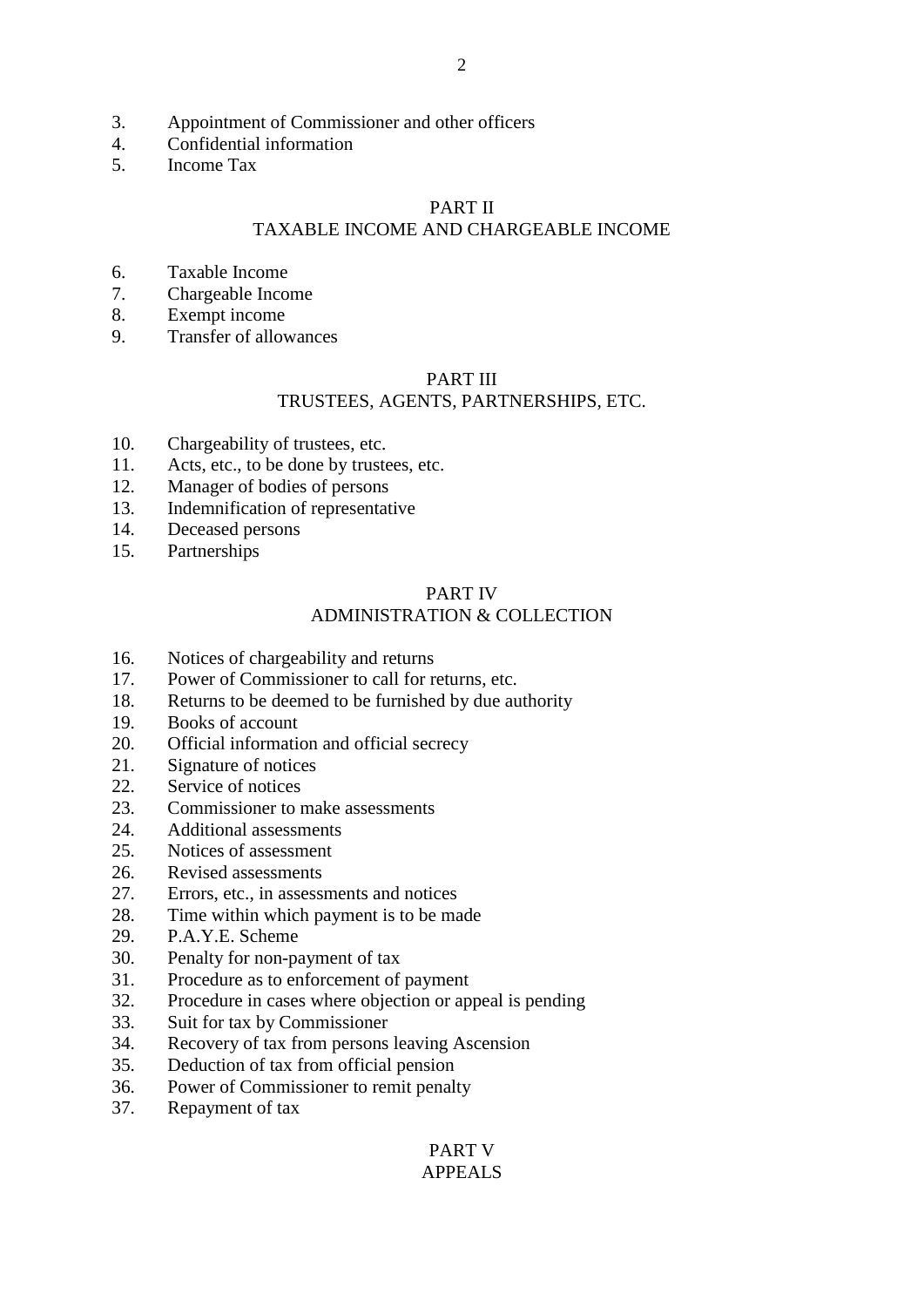3. Appointment of Commissioner and other officers
4. Confidential information
5. Income Tax

## PART II
## TAXABLE INCOME AND CHARGEABLE INCOME

6. Taxable Income
7. Chargeable Income
8. Exempt income
9. Transfer of allowances

## PART III
## TRUSTEES, AGENTS, PARTNERSHIPS, ETC.

10. Chargeability of trustees, etc.
11. Acts, etc., to be done by trustees, etc.
12. Manager of bodies of persons
13. Indemnification of representative
14. Deceased persons
15. Partnerships

## PART IV
## ADMINISTRATION & COLLECTION

16. Notices of chargeability and returns
17. Power of Commissioner to call for returns, etc.
18. Returns to be deemed to be furnished by due authority
19. Books of account
20. Official information and official secrecy
21. Signature of notices
22. Service of notices
23. Commissioner to make assessments
24. Additional assessments
25. Notices of assessment
26. Revised assessments
27. Errors, etc., in assessments and notices
28. Time within which payment is to be made
29. P.A.Y.E. Scheme
30. Penalty for non-payment of tax
31. Procedure as to enforcement of payment
32. Procedure in cases where objection or appeal is pending
33. Suit for tax by Commissioner
34. Recovery of tax from persons leaving Ascension
35. Deduction of tax from official pension
36. Power of Commissioner to remit penalty
37. Repayment of tax

## PART V
## APPEALS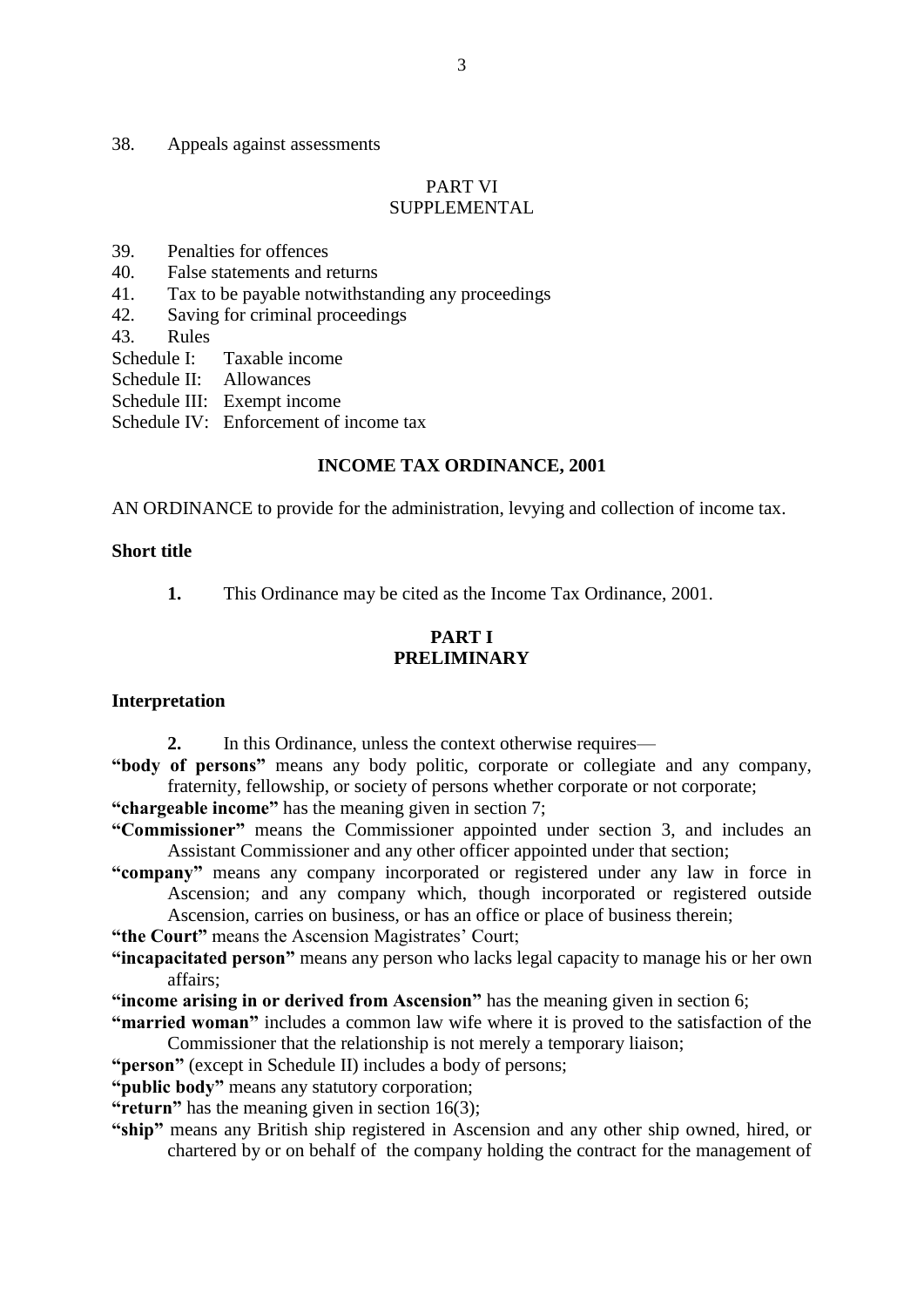38. Appeals against assessments

PART VI
SUPPLEMENTAL

39. Penalties for offences
40. False statements and returns
41. Tax to be payable notwithstanding any proceedings
42. Saving for criminal proceedings
43. Rules

Schedule I: Taxable income
Schedule II: Allowances
Schedule III: Exempt income
Schedule IV: Enforcement of income tax

## INCOME TAX ORDINANCE, 2001

AN ORDINANCE to provide for the administration, levying and collection of income tax.

**Short title**

**1.** This Ordinance may be cited as the Income Tax Ordinance, 2001.

## PART I
## PRELIMINARY

**Interpretation**

**2.** In this Ordinance, unless the context otherwise requires—

**"body of persons"** means any body politic, corporate or collegiate and any company, fraternity, fellowship, or society of persons whether corporate or not corporate;

**"chargeable income"** has the meaning given in section 7;

**"Commissioner"** means the Commissioner appointed under section 3, and includes an Assistant Commissioner and any other officer appointed under that section;

**"company"** means any company incorporated or registered under any law in force in Ascension; and any company which, though incorporated or registered outside Ascension, carries on business, or has an office or place of business therein;

**"the Court"** means the Ascension Magistrates' Court;

**"incapacitated person"** means any person who lacks legal capacity to manage his or her own affairs;

**"income arising in or derived from Ascension"** has the meaning given in section 6;

**"married woman"** includes a common law wife where it is proved to the satisfaction of the Commissioner that the relationship is not merely a temporary liaison;

**"person"** (except in Schedule II) includes a body of persons;

**"public body"** means any statutory corporation;

**"return"** has the meaning given in section 16(3);

**"ship"** means any British ship registered in Ascension and any other ship owned, hired, or chartered by or on behalf of the company holding the contract for the management of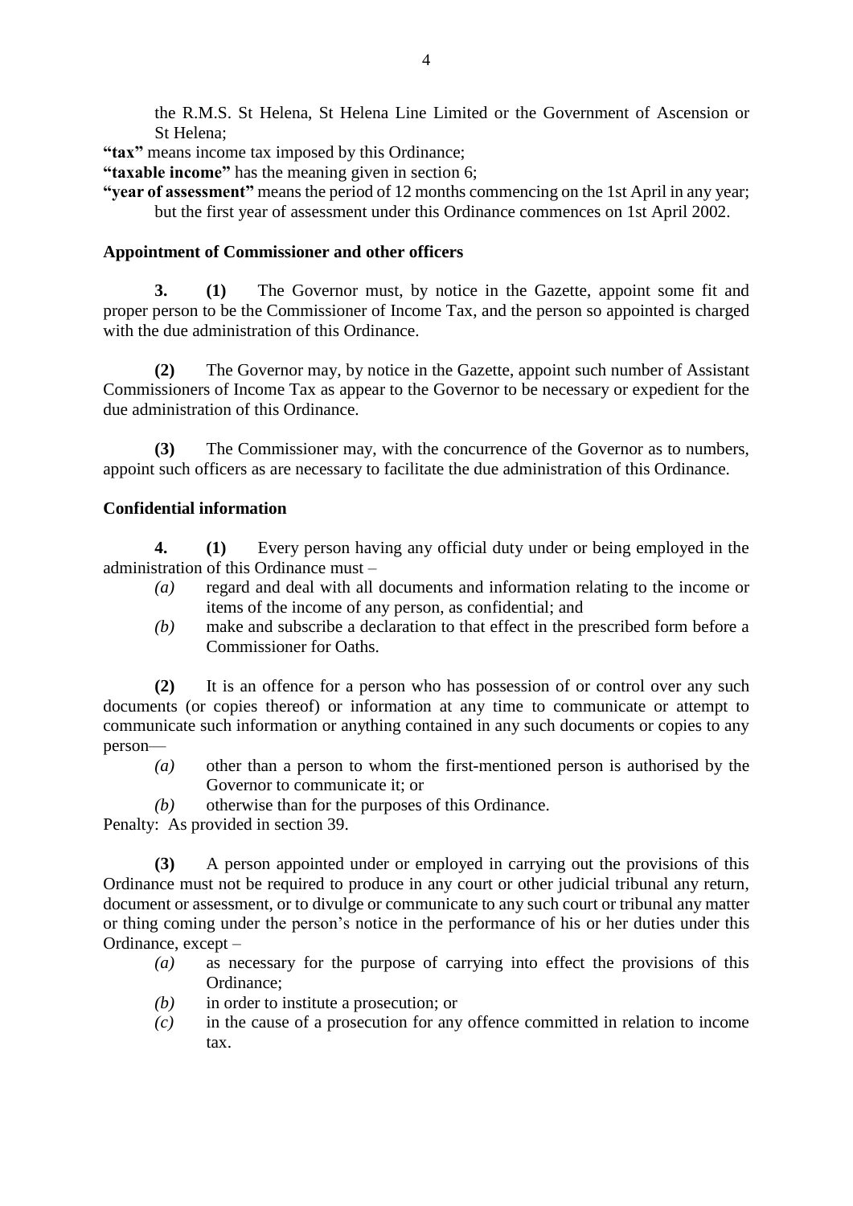the R.M.S. St Helena, St Helena Line Limited or the Government of Ascension or St Helena;

**"tax"** means income tax imposed by this Ordinance;

**"taxable income"** has the meaning given in section 6;

**"year of assessment"** means the period of 12 months commencing on the 1st April in any year; but the first year of assessment under this Ordinance commences on 1st April 2002.

**Appointment of Commissioner and other officers**

**3. (1)** The Governor must, by notice in the Gazette, appoint some fit and proper person to be the Commissioner of Income Tax, and the person so appointed is charged with the due administration of this Ordinance.

**(2)** The Governor may, by notice in the Gazette, appoint such number of Assistant Commissioners of Income Tax as appear to the Governor to be necessary or expedient for the due administration of this Ordinance.

**(3)** The Commissioner may, with the concurrence of the Governor as to numbers, appoint such officers as are necessary to facilitate the due administration of this Ordinance.

**Confidential information**

**4. (1)** Every person having any official duty under or being employed in the administration of this Ordinance must –

*(a)* regard and deal with all documents and information relating to the income or items of the income of any person, as confidential; and

*(b)* make and subscribe a declaration to that effect in the prescribed form before a Commissioner for Oaths.

**(2)** It is an offence for a person who has possession of or control over any such documents (or copies thereof) or information at any time to communicate or attempt to communicate such information or anything contained in any such documents or copies to any person—

*(a)* other than a person to whom the first-mentioned person is authorised by the Governor to communicate it; or

*(b)* otherwise than for the purposes of this Ordinance.

Penalty: As provided in section 39.

**(3)** A person appointed under or employed in carrying out the provisions of this Ordinance must not be required to produce in any court or other judicial tribunal any return, document or assessment, or to divulge or communicate to any such court or tribunal any matter or thing coming under the person's notice in the performance of his or her duties under this Ordinance, except –

*(a)* as necessary for the purpose of carrying into effect the provisions of this Ordinance;

*(b)* in order to institute a prosecution; or

*(c)* in the cause of a prosecution for any offence committed in relation to income tax.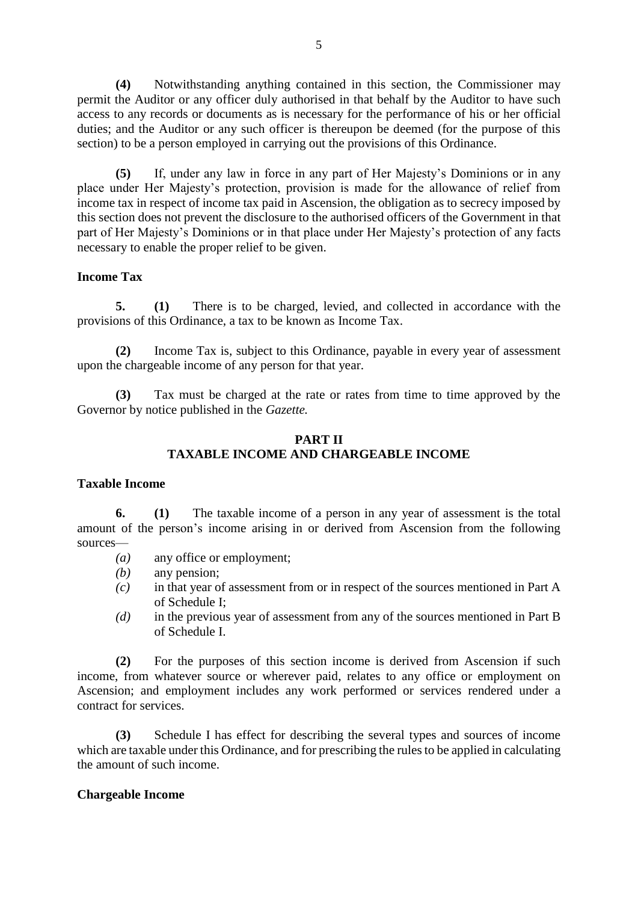**(4)** Notwithstanding anything contained in this section, the Commissioner may permit the Auditor or any officer duly authorised in that behalf by the Auditor to have such access to any records or documents as is necessary for the performance of his or her official duties; and the Auditor or any such officer is thereupon be deemed (for the purpose of this section) to be a person employed in carrying out the provisions of this Ordinance.

**(5)** If, under any law in force in any part of Her Majesty's Dominions or in any place under Her Majesty's protection, provision is made for the allowance of relief from income tax in respect of income tax paid in Ascension, the obligation as to secrecy imposed by this section does not prevent the disclosure to the authorised officers of the Government in that part of Her Majesty's Dominions or in that place under Her Majesty's protection of any facts necessary to enable the proper relief to be given.

**Income Tax**

**5.** **(1)** There is to be charged, levied, and collected in accordance with the provisions of this Ordinance, a tax to be known as Income Tax.

**(2)** Income Tax is, subject to this Ordinance, payable in every year of assessment upon the chargeable income of any person for that year.

**(3)** Tax must be charged at the rate or rates from time to time approved by the Governor by notice published in the *Gazette.*

## PART II
## TAXABLE INCOME AND CHARGEABLE INCOME

**Taxable Income**

**6.** **(1)** The taxable income of a person in any year of assessment is the total amount of the person's income arising in or derived from Ascension from the following sources—

*(a)* any office or employment;

*(b)* any pension;

*(c)* in that year of assessment from or in respect of the sources mentioned in Part A of Schedule I;

*(d)* in the previous year of assessment from any of the sources mentioned in Part B of Schedule I.

**(2)** For the purposes of this section income is derived from Ascension if such income, from whatever source or wherever paid, relates to any office or employment on Ascension; and employment includes any work performed or services rendered under a contract for services.

**(3)** Schedule I has effect for describing the several types and sources of income which are taxable under this Ordinance, and for prescribing the rules to be applied in calculating the amount of such income.

**Chargeable Income**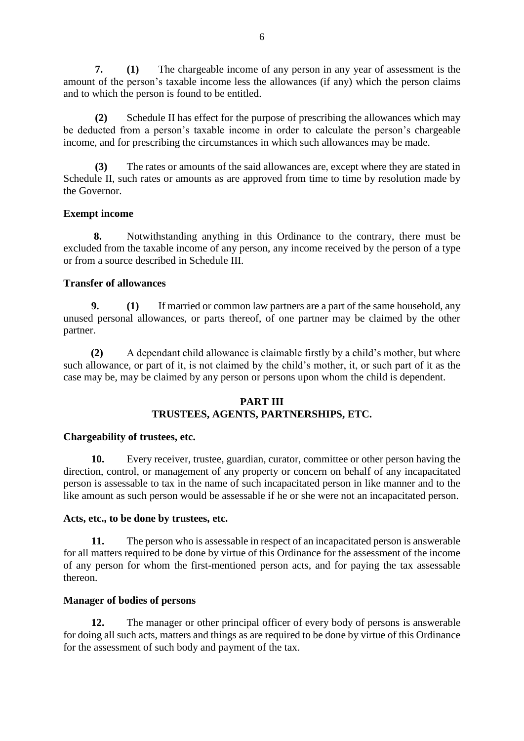**7.** **(1)** The chargeable income of any person in any year of assessment is the amount of the person's taxable income less the allowances (if any) which the person claims and to which the person is found to be entitled.

**(2)** Schedule II has effect for the purpose of prescribing the allowances which may be deducted from a person's taxable income in order to calculate the person's chargeable income, and for prescribing the circumstances in which such allowances may be made.

**(3)** The rates or amounts of the said allowances are, except where they are stated in Schedule II, such rates or amounts as are approved from time to time by resolution made by the Governor.

**Exempt income**

**8.** Notwithstanding anything in this Ordinance to the contrary, there must be excluded from the taxable income of any person, any income received by the person of a type or from a source described in Schedule III.

**Transfer of allowances**

**9.** **(1)** If married or common law partners are a part of the same household, any unused personal allowances, or parts thereof, of one partner may be claimed by the other partner.

**(2)** A dependant child allowance is claimable firstly by a child's mother, but where such allowance, or part of it, is not claimed by the child's mother, it, or such part of it as the case may be, may be claimed by any person or persons upon whom the child is dependent.

## PART III
## TRUSTEES, AGENTS, PARTNERSHIPS, ETC.

**Chargeability of trustees, etc.**

**10.** Every receiver, trustee, guardian, curator, committee or other person having the direction, control, or management of any property or concern on behalf of any incapacitated person is assessable to tax in the name of such incapacitated person in like manner and to the like amount as such person would be assessable if he or she were not an incapacitated person.

**Acts, etc., to be done by trustees, etc.**

**11.** The person who is assessable in respect of an incapacitated person is answerable for all matters required to be done by virtue of this Ordinance for the assessment of the income of any person for whom the first-mentioned person acts, and for paying the tax assessable thereon.

**Manager of bodies of persons**

**12.** The manager or other principal officer of every body of persons is answerable for doing all such acts, matters and things as are required to be done by virtue of this Ordinance for the assessment of such body and payment of the tax.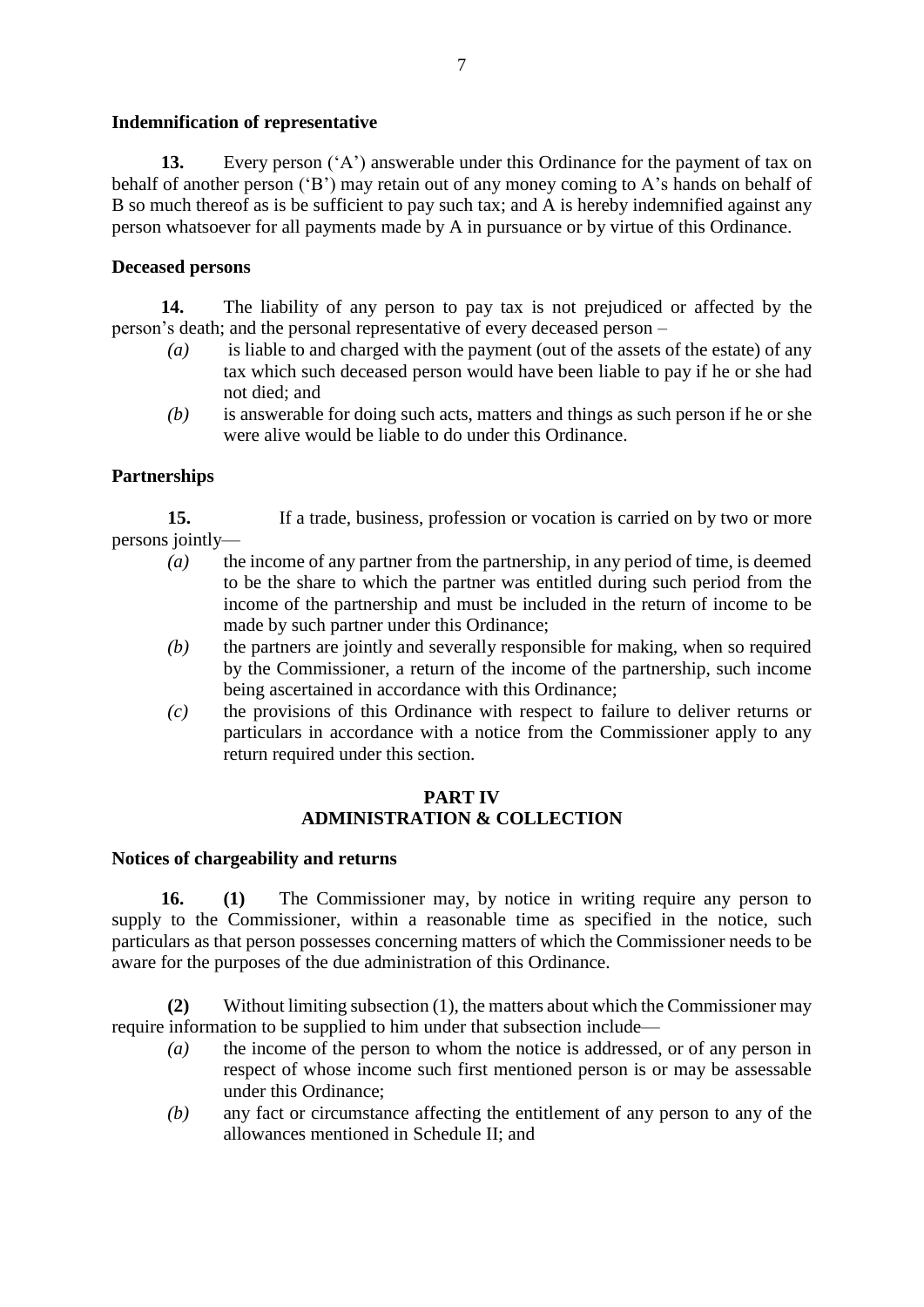**Indemnification of representative**

**13.** Every person ('A') answerable under this Ordinance for the payment of tax on behalf of another person ('B') may retain out of any money coming to A's hands on behalf of B so much thereof as is be sufficient to pay such tax; and A is hereby indemnified against any person whatsoever for all payments made by A in pursuance or by virtue of this Ordinance.

**Deceased persons**

**14.** The liability of any person to pay tax is not prejudiced or affected by the person's death; and the personal representative of every deceased person –

- *(a)* is liable to and charged with the payment (out of the assets of the estate) of any tax which such deceased person would have been liable to pay if he or she had not died; and
- *(b)* is answerable for doing such acts, matters and things as such person if he or she were alive would be liable to do under this Ordinance.

**Partnerships**

**15.** If a trade, business, profession or vocation is carried on by two or more persons jointly—

- *(a)* the income of any partner from the partnership, in any period of time, is deemed to be the share to which the partner was entitled during such period from the income of the partnership and must be included in the return of income to be made by such partner under this Ordinance;
- *(b)* the partners are jointly and severally responsible for making, when so required by the Commissioner, a return of the income of the partnership, such income being ascertained in accordance with this Ordinance;
- *(c)* the provisions of this Ordinance with respect to failure to deliver returns or particulars in accordance with a notice from the Commissioner apply to any return required under this section.

## PART IV
## ADMINISTRATION & COLLECTION

**Notices of chargeability and returns**

**16. (1)** The Commissioner may, by notice in writing require any person to supply to the Commissioner, within a reasonable time as specified in the notice, such particulars as that person possesses concerning matters of which the Commissioner needs to be aware for the purposes of the due administration of this Ordinance.

**(2)** Without limiting subsection (1), the matters about which the Commissioner may require information to be supplied to him under that subsection include—

- *(a)* the income of the person to whom the notice is addressed, or of any person in respect of whose income such first mentioned person is or may be assessable under this Ordinance;
- *(b)* any fact or circumstance affecting the entitlement of any person to any of the allowances mentioned in Schedule II; and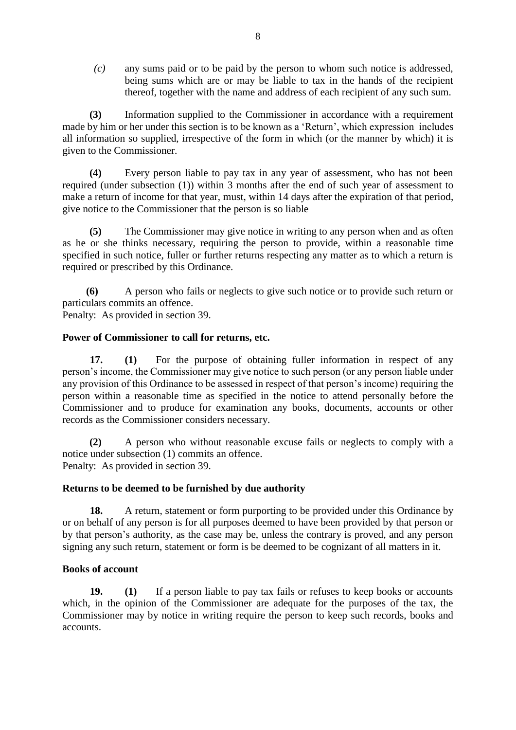*(c)* any sums paid or to be paid by the person to whom such notice is addressed, being sums which are or may be liable to tax in the hands of the recipient thereof, together with the name and address of each recipient of any such sum.

**(3)** Information supplied to the Commissioner in accordance with a requirement made by him or her under this section is to be known as a 'Return', which expression includes all information so supplied, irrespective of the form in which (or the manner by which) it is given to the Commissioner.

**(4)** Every person liable to pay tax in any year of assessment, who has not been required (under subsection (1)) within 3 months after the end of such year of assessment to make a return of income for that year, must, within 14 days after the expiration of that period, give notice to the Commissioner that the person is so liable

**(5)** The Commissioner may give notice in writing to any person when and as often as he or she thinks necessary, requiring the person to provide, within a reasonable time specified in such notice, fuller or further returns respecting any matter as to which a return is required or prescribed by this Ordinance.

**(6)** A person who fails or neglects to give such notice or to provide such return or particulars commits an offence.
Penalty: As provided in section 39.

**Power of Commissioner to call for returns, etc.**

**17. (1)** For the purpose of obtaining fuller information in respect of any person's income, the Commissioner may give notice to such person (or any person liable under any provision of this Ordinance to be assessed in respect of that person's income) requiring the person within a reasonable time as specified in the notice to attend personally before the Commissioner and to produce for examination any books, documents, accounts or other records as the Commissioner considers necessary.

**(2)** A person who without reasonable excuse fails or neglects to comply with a notice under subsection (1) commits an offence.
Penalty: As provided in section 39.

**Returns to be deemed to be furnished by due authority**

**18.** A return, statement or form purporting to be provided under this Ordinance by or on behalf of any person is for all purposes deemed to have been provided by that person or by that person's authority, as the case may be, unless the contrary is proved, and any person signing any such return, statement or form is be deemed to be cognizant of all matters in it.

**Books of account**

**19. (1)** If a person liable to pay tax fails or refuses to keep books or accounts which, in the opinion of the Commissioner are adequate for the purposes of the tax, the Commissioner may by notice in writing require the person to keep such records, books and accounts.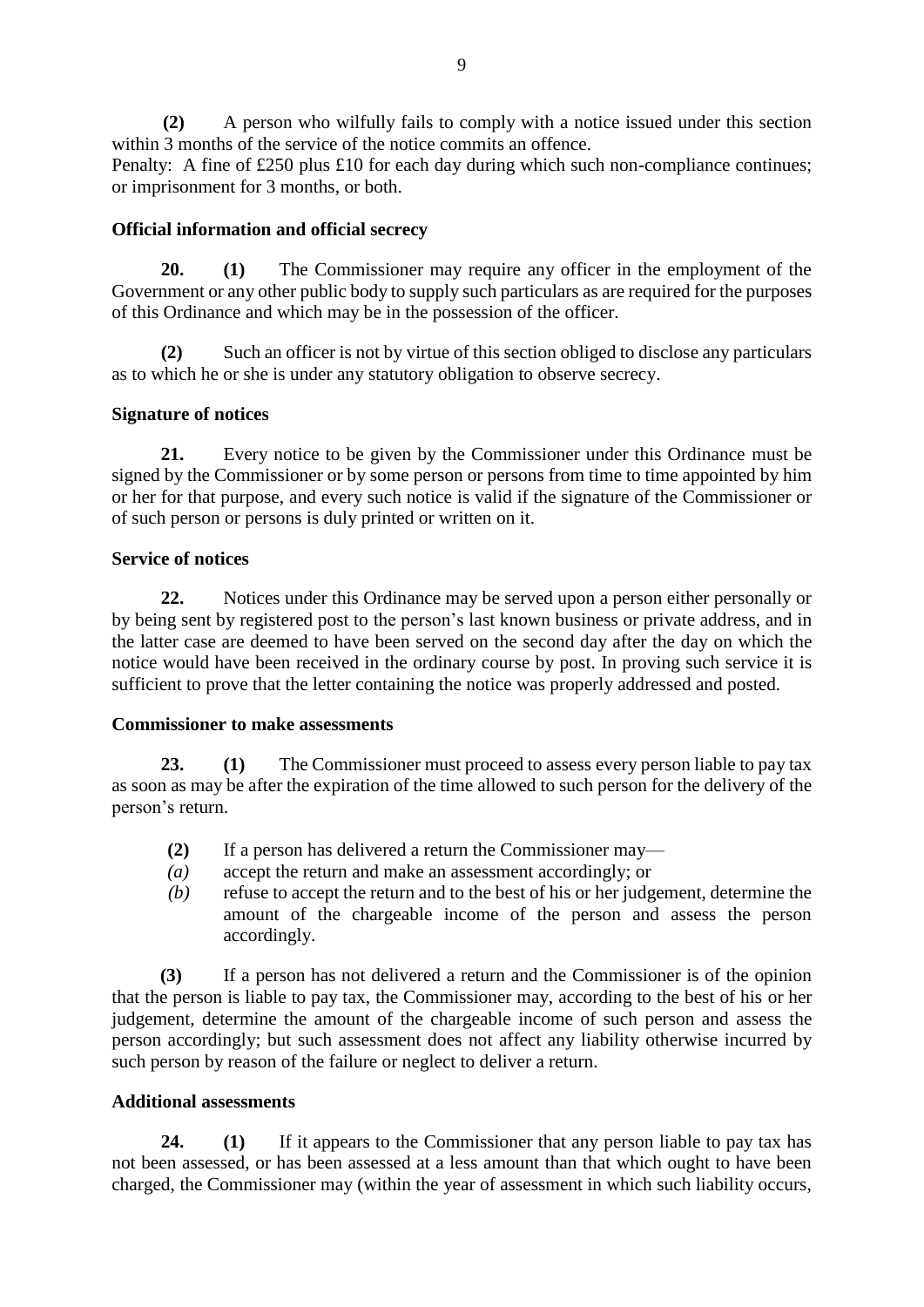**(2)** A person who wilfully fails to comply with a notice issued under this section within 3 months of the service of the notice commits an offence.

Penalty: A fine of £250 plus £10 for each day during which such non-compliance continues; or imprisonment for 3 months, or both.

**Official information and official secrecy**

**20. (1)** The Commissioner may require any officer in the employment of the Government or any other public body to supply such particulars as are required for the purposes of this Ordinance and which may be in the possession of the officer.

**(2)** Such an officer is not by virtue of this section obliged to disclose any particulars as to which he or she is under any statutory obligation to observe secrecy.

**Signature of notices**

**21.** Every notice to be given by the Commissioner under this Ordinance must be signed by the Commissioner or by some person or persons from time to time appointed by him or her for that purpose, and every such notice is valid if the signature of the Commissioner or of such person or persons is duly printed or written on it.

**Service of notices**

**22.** Notices under this Ordinance may be served upon a person either personally or by being sent by registered post to the person's last known business or private address, and in the latter case are deemed to have been served on the second day after the day on which the notice would have been received in the ordinary course by post. In proving such service it is sufficient to prove that the letter containing the notice was properly addressed and posted.

**Commissioner to make assessments**

**23. (1)** The Commissioner must proceed to assess every person liable to pay tax as soon as may be after the expiration of the time allowed to such person for the delivery of the person's return.

**(2)** If a person has delivered a return the Commissioner may—

*(a)* accept the return and make an assessment accordingly; or

*(b)* refuse to accept the return and to the best of his or her judgement, determine the amount of the chargeable income of the person and assess the person accordingly.

**(3)** If a person has not delivered a return and the Commissioner is of the opinion that the person is liable to pay tax, the Commissioner may, according to the best of his or her judgement, determine the amount of the chargeable income of such person and assess the person accordingly; but such assessment does not affect any liability otherwise incurred by such person by reason of the failure or neglect to deliver a return.

**Additional assessments**

**24. (1)** If it appears to the Commissioner that any person liable to pay tax has not been assessed, or has been assessed at a less amount than that which ought to have been charged, the Commissioner may (within the year of assessment in which such liability occurs,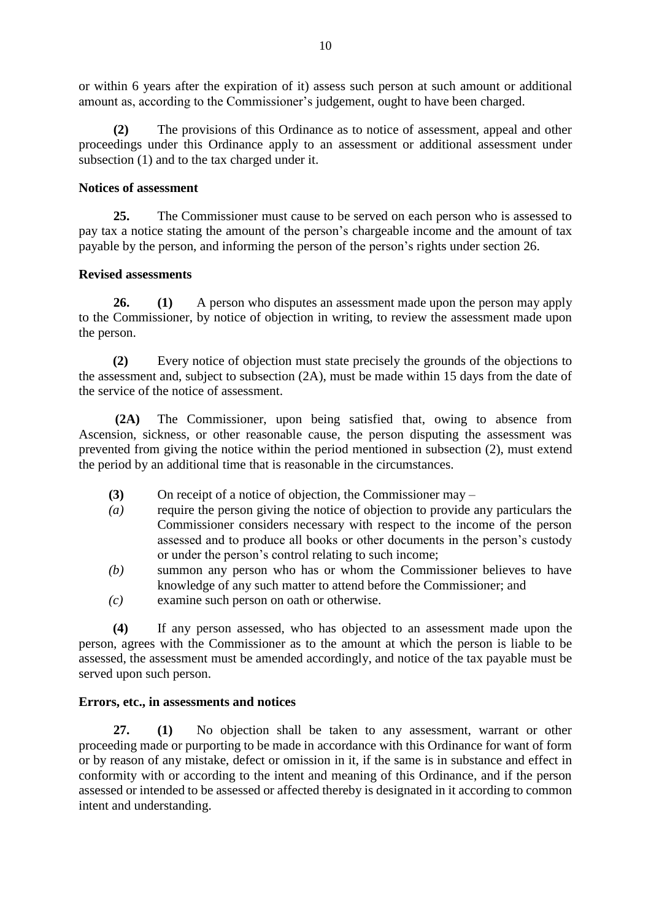or within 6 years after the expiration of it) assess such person at such amount or additional amount as, according to the Commissioner's judgement, ought to have been charged.

**(2)** The provisions of this Ordinance as to notice of assessment, appeal and other proceedings under this Ordinance apply to an assessment or additional assessment under subsection (1) and to the tax charged under it.

**Notices of assessment**

**25.** The Commissioner must cause to be served on each person who is assessed to pay tax a notice stating the amount of the person's chargeable income and the amount of tax payable by the person, and informing the person of the person's rights under section 26.

**Revised assessments**

**26. (1)** A person who disputes an assessment made upon the person may apply to the Commissioner, by notice of objection in writing, to review the assessment made upon the person.

**(2)** Every notice of objection must state precisely the grounds of the objections to the assessment and, subject to subsection (2A), must be made within 15 days from the date of the service of the notice of assessment.

**(2A)** The Commissioner, upon being satisfied that, owing to absence from Ascension, sickness, or other reasonable cause, the person disputing the assessment was prevented from giving the notice within the period mentioned in subsection (2), must extend the period by an additional time that is reasonable in the circumstances.

**(3)** On receipt of a notice of objection, the Commissioner may –

*(a)* require the person giving the notice of objection to provide any particulars the Commissioner considers necessary with respect to the income of the person assessed and to produce all books or other documents in the person's custody or under the person's control relating to such income;

*(b)* summon any person who has or whom the Commissioner believes to have knowledge of any such matter to attend before the Commissioner; and

*(c)* examine such person on oath or otherwise.

**(4)** If any person assessed, who has objected to an assessment made upon the person, agrees with the Commissioner as to the amount at which the person is liable to be assessed, the assessment must be amended accordingly, and notice of the tax payable must be served upon such person.

**Errors, etc., in assessments and notices**

**27. (1)** No objection shall be taken to any assessment, warrant or other proceeding made or purporting to be made in accordance with this Ordinance for want of form or by reason of any mistake, defect or omission in it, if the same is in substance and effect in conformity with or according to the intent and meaning of this Ordinance, and if the person assessed or intended to be assessed or affected thereby is designated in it according to common intent and understanding.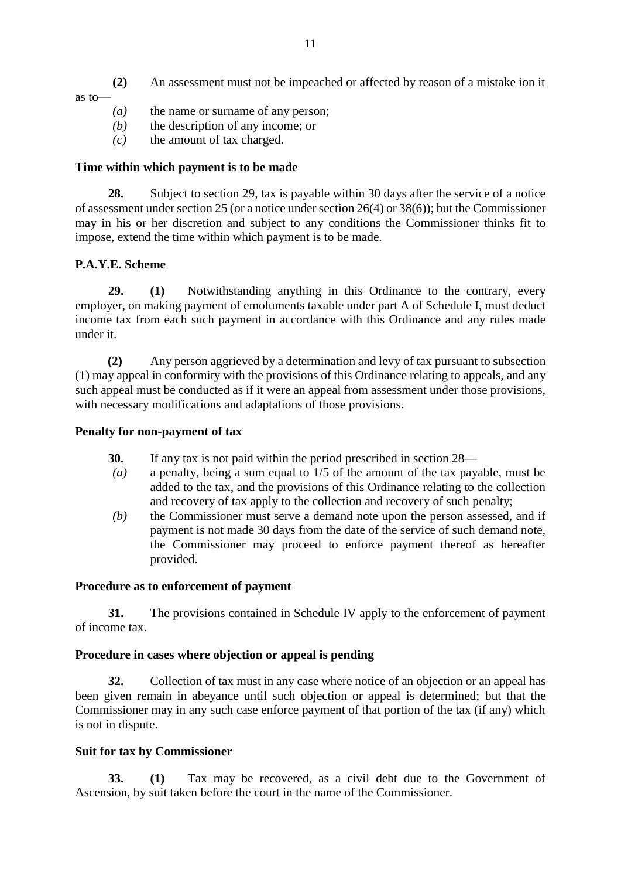**(2)** An assessment must not be impeached or affected by reason of a mistake ion it as to—

*(a)* the name or surname of any person;

*(b)* the description of any income; or

*(c)* the amount of tax charged.

**Time within which payment is to be made**

**28.** Subject to section 29, tax is payable within 30 days after the service of a notice of assessment under section 25 (or a notice under section 26(4) or 38(6)); but the Commissioner may in his or her discretion and subject to any conditions the Commissioner thinks fit to impose, extend the time within which payment is to be made.

**P.A.Y.E. Scheme**

**29. (1)** Notwithstanding anything in this Ordinance to the contrary, every employer, on making payment of emoluments taxable under part A of Schedule I, must deduct income tax from each such payment in accordance with this Ordinance and any rules made under it.

**(2)** Any person aggrieved by a determination and levy of tax pursuant to subsection (1) may appeal in conformity with the provisions of this Ordinance relating to appeals, and any such appeal must be conducted as if it were an appeal from assessment under those provisions, with necessary modifications and adaptations of those provisions.

**Penalty for non-payment of tax**

**30.** If any tax is not paid within the period prescribed in section 28—

*(a)* a penalty, being a sum equal to 1/5 of the amount of the tax payable, must be added to the tax, and the provisions of this Ordinance relating to the collection and recovery of tax apply to the collection and recovery of such penalty;

*(b)* the Commissioner must serve a demand note upon the person assessed, and if payment is not made 30 days from the date of the service of such demand note, the Commissioner may proceed to enforce payment thereof as hereafter provided.

**Procedure as to enforcement of payment**

**31.** The provisions contained in Schedule IV apply to the enforcement of payment of income tax.

**Procedure in cases where objection or appeal is pending**

**32.** Collection of tax must in any case where notice of an objection or an appeal has been given remain in abeyance until such objection or appeal is determined; but that the Commissioner may in any such case enforce payment of that portion of the tax (if any) which is not in dispute.

**Suit for tax by Commissioner**

**33. (1)** Tax may be recovered, as a civil debt due to the Government of Ascension, by suit taken before the court in the name of the Commissioner.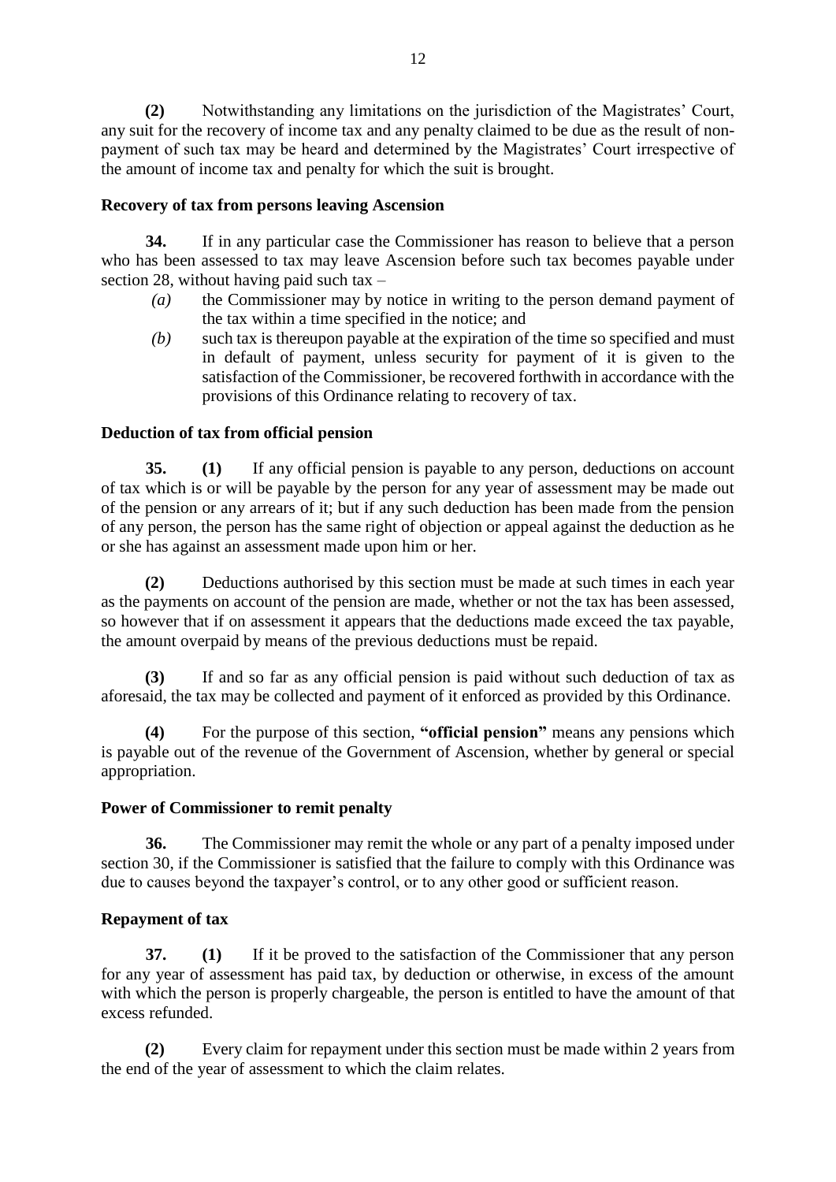**(2)** Notwithstanding any limitations on the jurisdiction of the Magistrates' Court, any suit for the recovery of income tax and any penalty claimed to be due as the result of non-payment of such tax may be heard and determined by the Magistrates' Court irrespective of the amount of income tax and penalty for which the suit is brought.

**Recovery of tax from persons leaving Ascension**

**34.** If in any particular case the Commissioner has reason to believe that a person who has been assessed to tax may leave Ascension before such tax becomes payable under section 28, without having paid such tax –

*(a)* the Commissioner may by notice in writing to the person demand payment of the tax within a time specified in the notice; and

*(b)* such tax is thereupon payable at the expiration of the time so specified and must in default of payment, unless security for payment of it is given to the satisfaction of the Commissioner, be recovered forthwith in accordance with the provisions of this Ordinance relating to recovery of tax.

**Deduction of tax from official pension**

**35.** **(1)** If any official pension is payable to any person, deductions on account of tax which is or will be payable by the person for any year of assessment may be made out of the pension or any arrears of it; but if any such deduction has been made from the pension of any person, the person has the same right of objection or appeal against the deduction as he or she has against an assessment made upon him or her.

**(2)** Deductions authorised by this section must be made at such times in each year as the payments on account of the pension are made, whether or not the tax has been assessed, so however that if on assessment it appears that the deductions made exceed the tax payable, the amount overpaid by means of the previous deductions must be repaid.

**(3)** If and so far as any official pension is paid without such deduction of tax as aforesaid, the tax may be collected and payment of it enforced as provided by this Ordinance.

**(4)** For the purpose of this section, **"official pension"** means any pensions which is payable out of the revenue of the Government of Ascension, whether by general or special appropriation.

**Power of Commissioner to remit penalty**

**36.** The Commissioner may remit the whole or any part of a penalty imposed under section 30, if the Commissioner is satisfied that the failure to comply with this Ordinance was due to causes beyond the taxpayer's control, or to any other good or sufficient reason.

**Repayment of tax**

**37.** **(1)** If it be proved to the satisfaction of the Commissioner that any person for any year of assessment has paid tax, by deduction or otherwise, in excess of the amount with which the person is properly chargeable, the person is entitled to have the amount of that excess refunded.

**(2)** Every claim for repayment under this section must be made within 2 years from the end of the year of assessment to which the claim relates.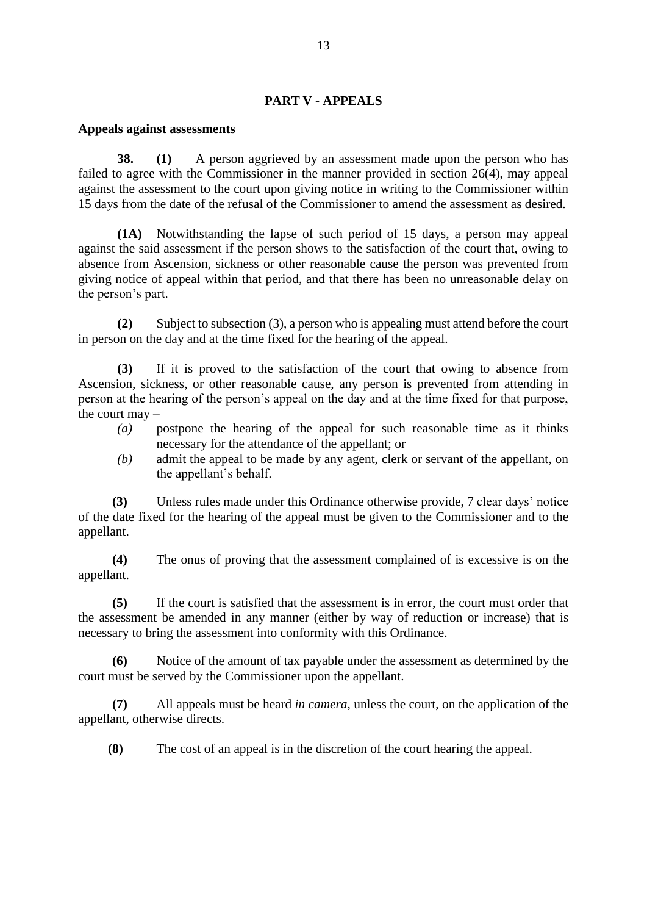## PART V - APPEALS

### Appeals against assessments

**38. (1)** A person aggrieved by an assessment made upon the person who has failed to agree with the Commissioner in the manner provided in section 26(4), may appeal against the assessment to the court upon giving notice in writing to the Commissioner within 15 days from the date of the refusal of the Commissioner to amend the assessment as desired.

**(1A)** Notwithstanding the lapse of such period of 15 days, a person may appeal against the said assessment if the person shows to the satisfaction of the court that, owing to absence from Ascension, sickness or other reasonable cause the person was prevented from giving notice of appeal within that period, and that there has been no unreasonable delay on the person's part.

**(2)** Subject to subsection (3), a person who is appealing must attend before the court in person on the day and at the time fixed for the hearing of the appeal.

**(3)** If it is proved to the satisfaction of the court that owing to absence from Ascension, sickness, or other reasonable cause, any person is prevented from attending in person at the hearing of the person's appeal on the day and at the time fixed for that purpose, the court may –

- *(a)* postpone the hearing of the appeal for such reasonable time as it thinks necessary for the attendance of the appellant; or
- *(b)* admit the appeal to be made by any agent, clerk or servant of the appellant, on the appellant's behalf.

**(3)** Unless rules made under this Ordinance otherwise provide, 7 clear days' notice of the date fixed for the hearing of the appeal must be given to the Commissioner and to the appellant.

**(4)** The onus of proving that the assessment complained of is excessive is on the appellant.

**(5)** If the court is satisfied that the assessment is in error, the court must order that the assessment be amended in any manner (either by way of reduction or increase) that is necessary to bring the assessment into conformity with this Ordinance.

**(6)** Notice of the amount of tax payable under the assessment as determined by the court must be served by the Commissioner upon the appellant.

**(7)** All appeals must be heard *in camera*, unless the court, on the application of the appellant, otherwise directs.

**(8)** The cost of an appeal is in the discretion of the court hearing the appeal.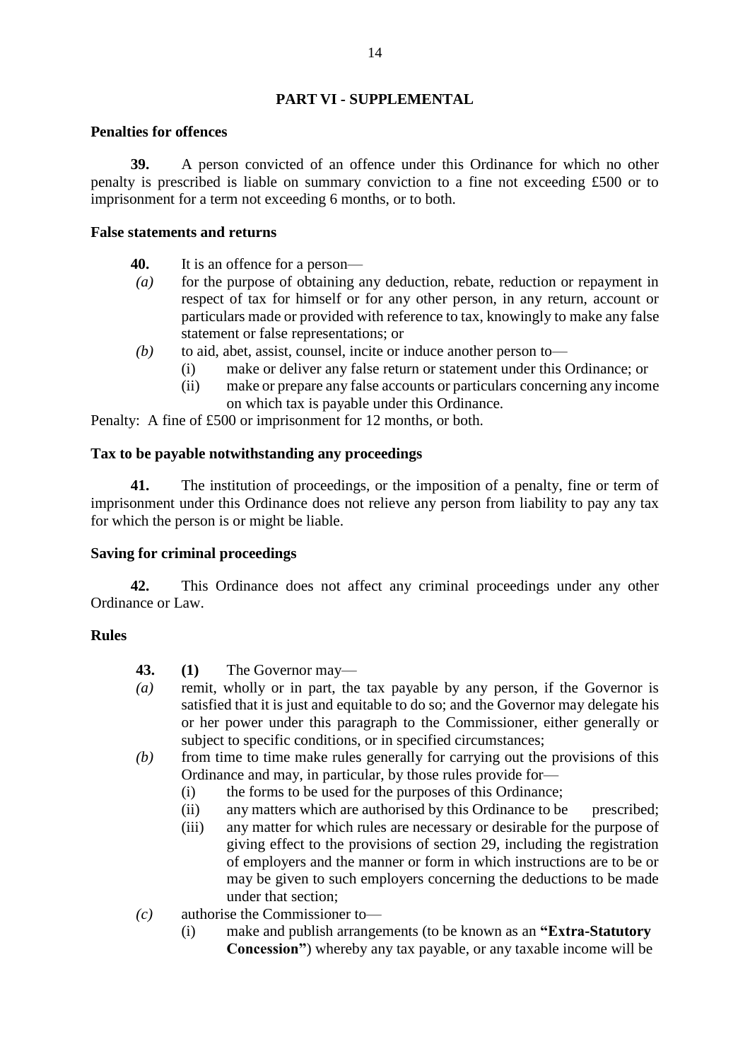## PART VI - SUPPLEMENTAL

**Penalties for offences**

**39.** A person convicted of an offence under this Ordinance for which no other penalty is prescribed is liable on summary conviction to a fine not exceeding £500 or to imprisonment for a term not exceeding 6 months, or to both.

**False statements and returns**

**40.** It is an offence for a person—

*(a)* for the purpose of obtaining any deduction, rebate, reduction or repayment in respect of tax for himself or for any other person, in any return, account or particulars made or provided with reference to tax, knowingly to make any false statement or false representations; or

*(b)* to aid, abet, assist, counsel, incite or induce another person to—

(i) make or deliver any false return or statement under this Ordinance; or

(ii) make or prepare any false accounts or particulars concerning any income on which tax is payable under this Ordinance.

Penalty: A fine of £500 or imprisonment for 12 months, or both.

**Tax to be payable notwithstanding any proceedings**

**41.** The institution of proceedings, or the imposition of a penalty, fine or term of imprisonment under this Ordinance does not relieve any person from liability to pay any tax for which the person is or might be liable.

**Saving for criminal proceedings**

**42.** This Ordinance does not affect any criminal proceedings under any other Ordinance or Law.

**Rules**

**43.** **(1)** The Governor may—

*(a)* remit, wholly or in part, the tax payable by any person, if the Governor is satisfied that it is just and equitable to do so; and the Governor may delegate his or her power under this paragraph to the Commissioner, either generally or subject to specific conditions, or in specified circumstances;

*(b)* from time to time make rules generally for carrying out the provisions of this Ordinance and may, in particular, by those rules provide for—

(i) the forms to be used for the purposes of this Ordinance;

(ii) any matters which are authorised by this Ordinance to be prescribed;

(iii) any matter for which rules are necessary or desirable for the purpose of giving effect to the provisions of section 29, including the registration of employers and the manner or form in which instructions are to be or may be given to such employers concerning the deductions to be made under that section;

*(c)* authorise the Commissioner to—

(i) make and publish arrangements (to be known as an **"Extra-Statutory Concession"**) whereby any tax payable, or any taxable income will be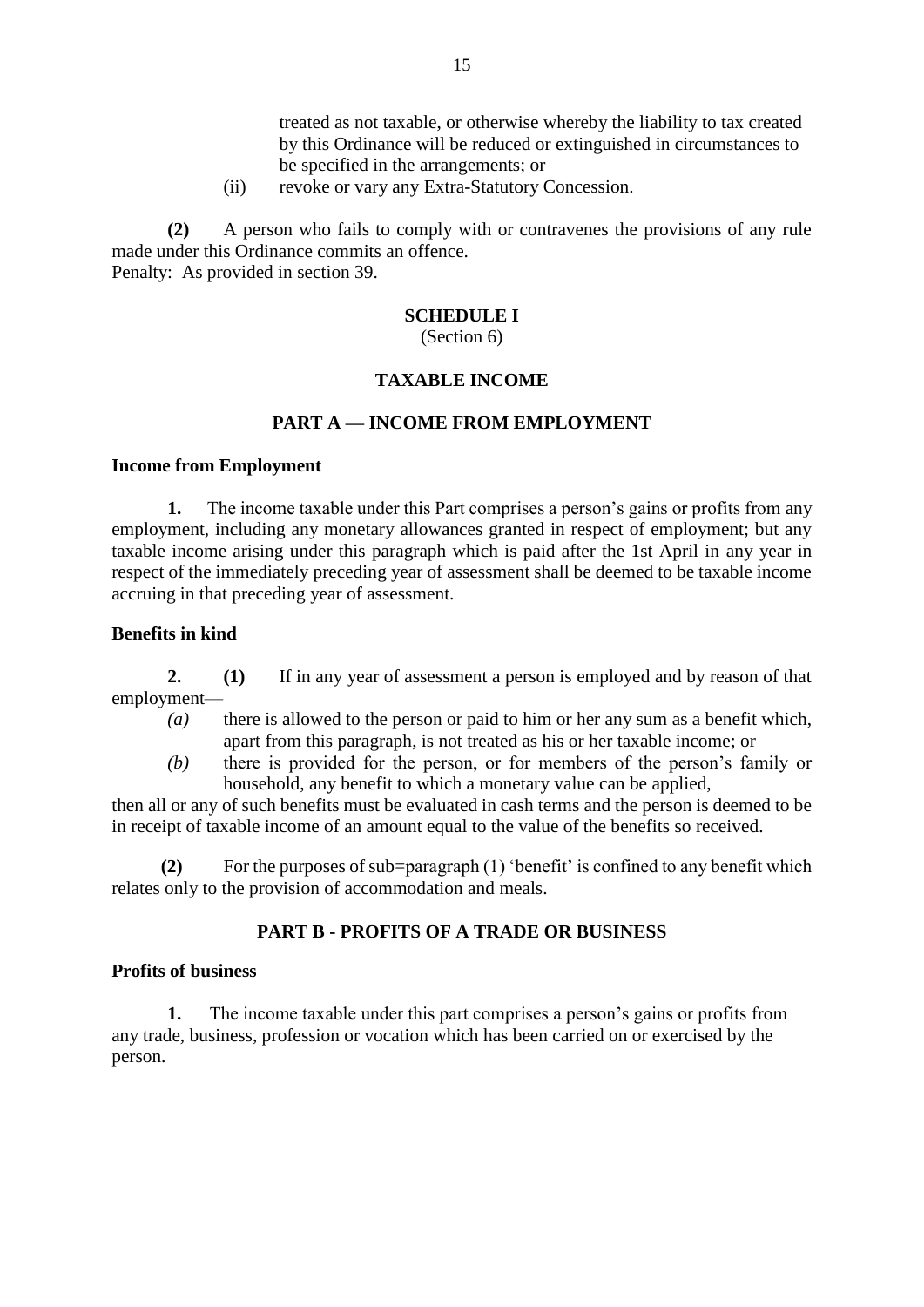treated as not taxable, or otherwise whereby the liability to tax created by this Ordinance will be reduced or extinguished in circumstances to be specified in the arrangements; or

(ii) revoke or vary any Extra-Statutory Concession.

**(2)** A person who fails to comply with or contravenes the provisions of any rule made under this Ordinance commits an offence.
Penalty: As provided in section 39.

## SCHEDULE I
(Section 6)

## TAXABLE INCOME

### PART A — INCOME FROM EMPLOYMENT

**Income from Employment**

**1.** The income taxable under this Part comprises a person's gains or profits from any employment, including any monetary allowances granted in respect of employment; but any taxable income arising under this paragraph which is paid after the 1st April in any year in respect of the immediately preceding year of assessment shall be deemed to be taxable income accruing in that preceding year of assessment.

**Benefits in kind**

**2.** **(1)** If in any year of assessment a person is employed and by reason of that employment—

*(a)* there is allowed to the person or paid to him or her any sum as a benefit which, apart from this paragraph, is not treated as his or her taxable income; or

*(b)* there is provided for the person, or for members of the person's family or household, any benefit to which a monetary value can be applied,

then all or any of such benefits must be evaluated in cash terms and the person is deemed to be in receipt of taxable income of an amount equal to the value of the benefits so received.

**(2)** For the purposes of sub=paragraph (1) 'benefit' is confined to any benefit which relates only to the provision of accommodation and meals.

### PART B - PROFITS OF A TRADE OR BUSINESS

**Profits of business**

**1.** The income taxable under this part comprises a person's gains or profits from any trade, business, profession or vocation which has been carried on or exercised by the person.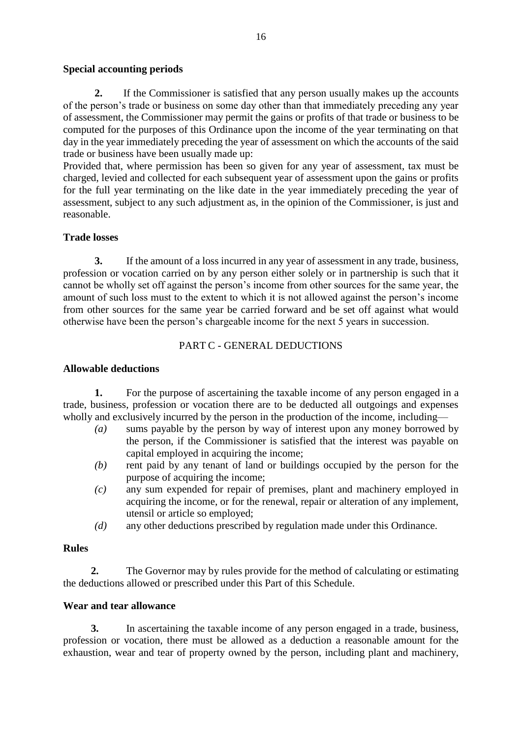**Special accounting periods**

**2.** If the Commissioner is satisfied that any person usually makes up the accounts of the person's trade or business on some day other than that immediately preceding any year of assessment, the Commissioner may permit the gains or profits of that trade or business to be computed for the purposes of this Ordinance upon the income of the year terminating on that day in the year immediately preceding the year of assessment on which the accounts of the said trade or business have been usually made up:

Provided that, where permission has been so given for any year of assessment, tax must be charged, levied and collected for each subsequent year of assessment upon the gains or profits for the full year terminating on the like date in the year immediately preceding the year of assessment, subject to any such adjustment as, in the opinion of the Commissioner, is just and reasonable.

**Trade losses**

**3.** If the amount of a loss incurred in any year of assessment in any trade, business, profession or vocation carried on by any person either solely or in partnership is such that it cannot be wholly set off against the person's income from other sources for the same year, the amount of such loss must to the extent to which it is not allowed against the person's income from other sources for the same year be carried forward and be set off against what would otherwise have been the person's chargeable income for the next 5 years in succession.

PART C - GENERAL DEDUCTIONS

**Allowable deductions**

**1.** For the purpose of ascertaining the taxable income of any person engaged in a trade, business, profession or vocation there are to be deducted all outgoings and expenses wholly and exclusively incurred by the person in the production of the income, including—

*(a)* sums payable by the person by way of interest upon any money borrowed by the person, if the Commissioner is satisfied that the interest was payable on capital employed in acquiring the income;

*(b)* rent paid by any tenant of land or buildings occupied by the person for the purpose of acquiring the income;

*(c)* any sum expended for repair of premises, plant and machinery employed in acquiring the income, or for the renewal, repair or alteration of any implement, utensil or article so employed;

*(d)* any other deductions prescribed by regulation made under this Ordinance.

**Rules**

**2.** The Governor may by rules provide for the method of calculating or estimating the deductions allowed or prescribed under this Part of this Schedule.

**Wear and tear allowance**

**3.** In ascertaining the taxable income of any person engaged in a trade, business, profession or vocation, there must be allowed as a deduction a reasonable amount for the exhaustion, wear and tear of property owned by the person, including plant and machinery,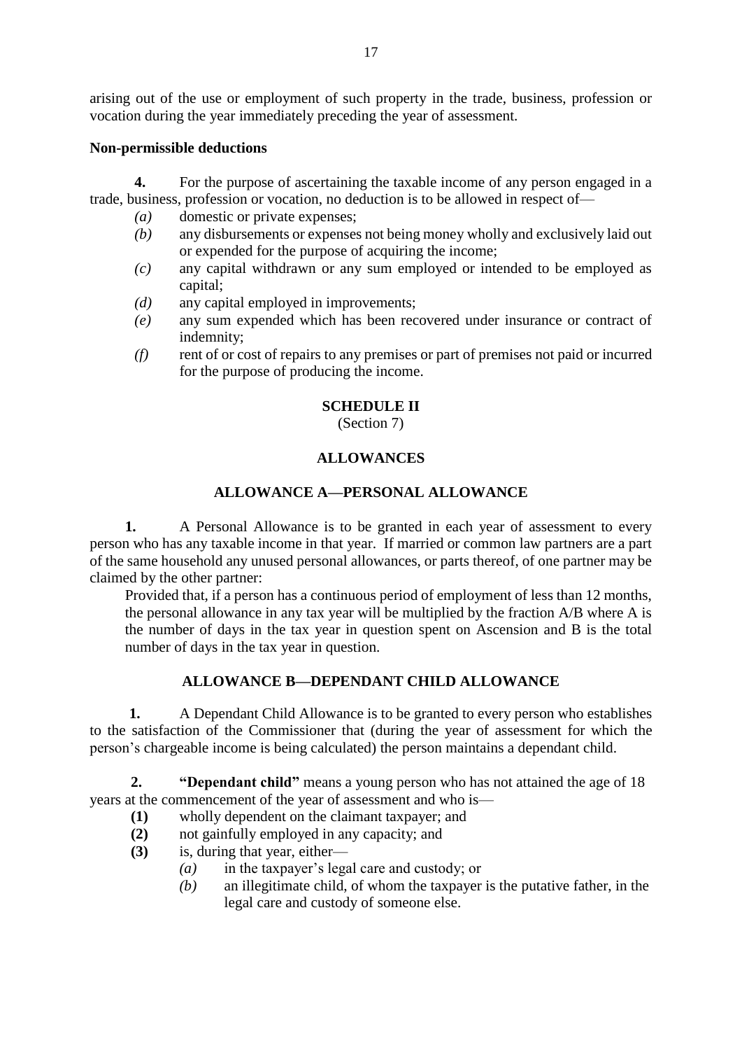arising out of the use or employment of such property in the trade, business, profession or vocation during the year immediately preceding the year of assessment.

**Non-permissible deductions**

**4.** For the purpose of ascertaining the taxable income of any person engaged in a trade, business, profession or vocation, no deduction is to be allowed in respect of—

- *(a)* domestic or private expenses;
- *(b)* any disbursements or expenses not being money wholly and exclusively laid out or expended for the purpose of acquiring the income;
- *(c)* any capital withdrawn or any sum employed or intended to be employed as capital;
- *(d)* any capital employed in improvements;
- *(e)* any sum expended which has been recovered under insurance or contract of indemnity;
- *(f)* rent of or cost of repairs to any premises or part of premises not paid or incurred for the purpose of producing the income.

## SCHEDULE II

(Section 7)

## ALLOWANCES

### ALLOWANCE A—PERSONAL ALLOWANCE

**1.** A Personal Allowance is to be granted in each year of assessment to every person who has any taxable income in that year. If married or common law partners are a part of the same household any unused personal allowances, or parts thereof, of one partner may be claimed by the other partner:

Provided that, if a person has a continuous period of employment of less than 12 months, the personal allowance in any tax year will be multiplied by the fraction A/B where A is the number of days in the tax year in question spent on Ascension and B is the total number of days in the tax year in question.

### ALLOWANCE B—DEPENDANT CHILD ALLOWANCE

**1.** A Dependant Child Allowance is to be granted to every person who establishes to the satisfaction of the Commissioner that (during the year of assessment for which the person's chargeable income is being calculated) the person maintains a dependant child.

**2.** **"Dependant child"** means a young person who has not attained the age of 18 years at the commencement of the year of assessment and who is—

- **(1)** wholly dependent on the claimant taxpayer; and
- **(2)** not gainfully employed in any capacity; and
- **(3)** is, during that year, either—
  - *(a)* in the taxpayer's legal care and custody; or
  - *(b)* an illegitimate child, of whom the taxpayer is the putative father, in the legal care and custody of someone else.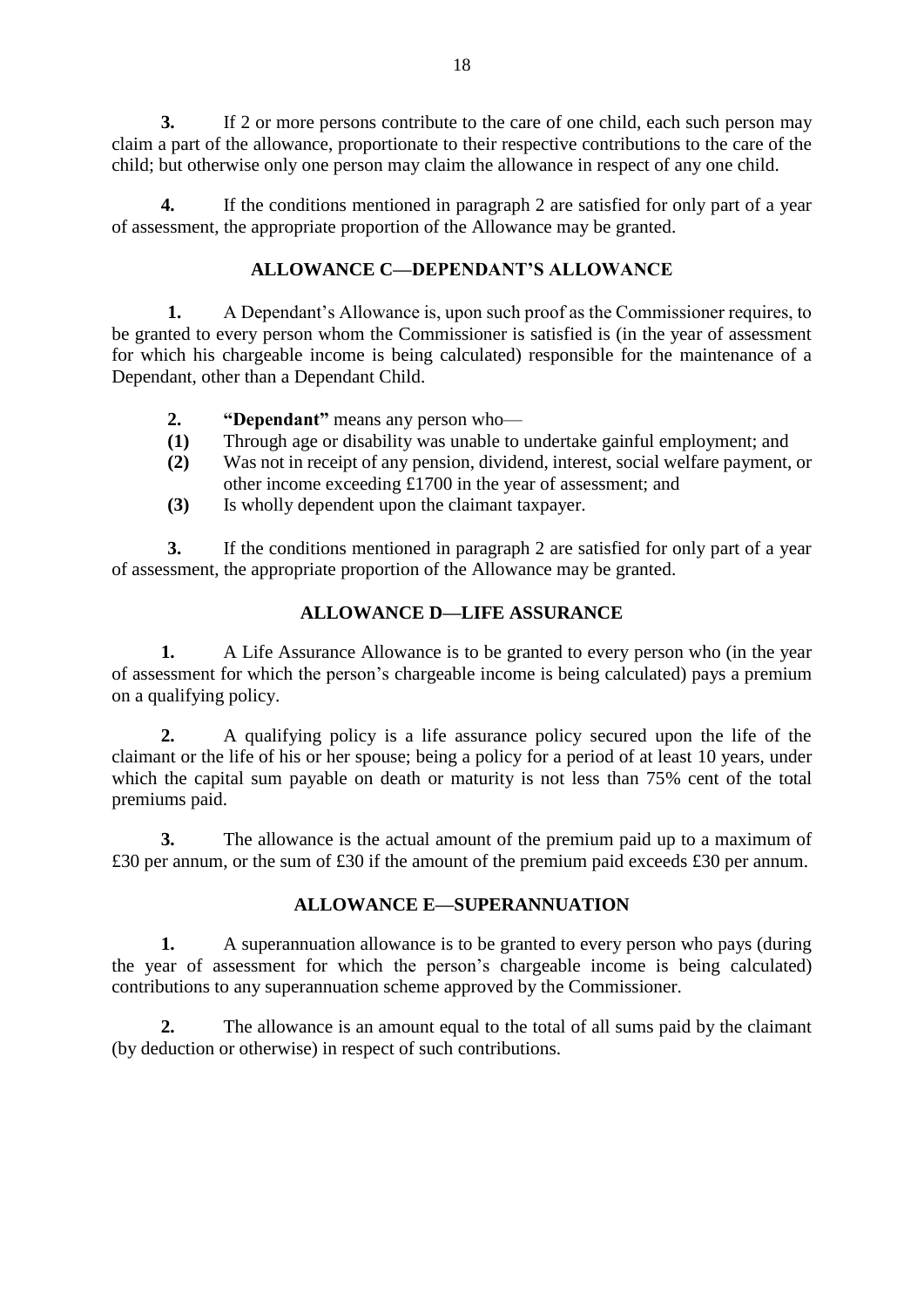**3.** If 2 or more persons contribute to the care of one child, each such person may claim a part of the allowance, proportionate to their respective contributions to the care of the child; but otherwise only one person may claim the allowance in respect of any one child.

**4.** If the conditions mentioned in paragraph 2 are satisfied for only part of a year of assessment, the appropriate proportion of the Allowance may be granted.

## ALLOWANCE C—DEPENDANT'S ALLOWANCE

**1.** A Dependant's Allowance is, upon such proof as the Commissioner requires, to be granted to every person whom the Commissioner is satisfied is (in the year of assessment for which his chargeable income is being calculated) responsible for the maintenance of a Dependant, other than a Dependant Child.

**2.** **"Dependant"** means any person who—

**(1)** Through age or disability was unable to undertake gainful employment; and

**(2)** Was not in receipt of any pension, dividend, interest, social welfare payment, or other income exceeding £1700 in the year of assessment; and

**(3)** Is wholly dependent upon the claimant taxpayer.

**3.** If the conditions mentioned in paragraph 2 are satisfied for only part of a year of assessment, the appropriate proportion of the Allowance may be granted.

## ALLOWANCE D—LIFE ASSURANCE

**1.** A Life Assurance Allowance is to be granted to every person who (in the year of assessment for which the person's chargeable income is being calculated) pays a premium on a qualifying policy.

**2.** A qualifying policy is a life assurance policy secured upon the life of the claimant or the life of his or her spouse; being a policy for a period of at least 10 years, under which the capital sum payable on death or maturity is not less than 75% cent of the total premiums paid.

**3.** The allowance is the actual amount of the premium paid up to a maximum of £30 per annum, or the sum of £30 if the amount of the premium paid exceeds £30 per annum.

## ALLOWANCE E—SUPERANNUATION

**1.** A superannuation allowance is to be granted to every person who pays (during the year of assessment for which the person's chargeable income is being calculated) contributions to any superannuation scheme approved by the Commissioner.

**2.** The allowance is an amount equal to the total of all sums paid by the claimant (by deduction or otherwise) in respect of such contributions.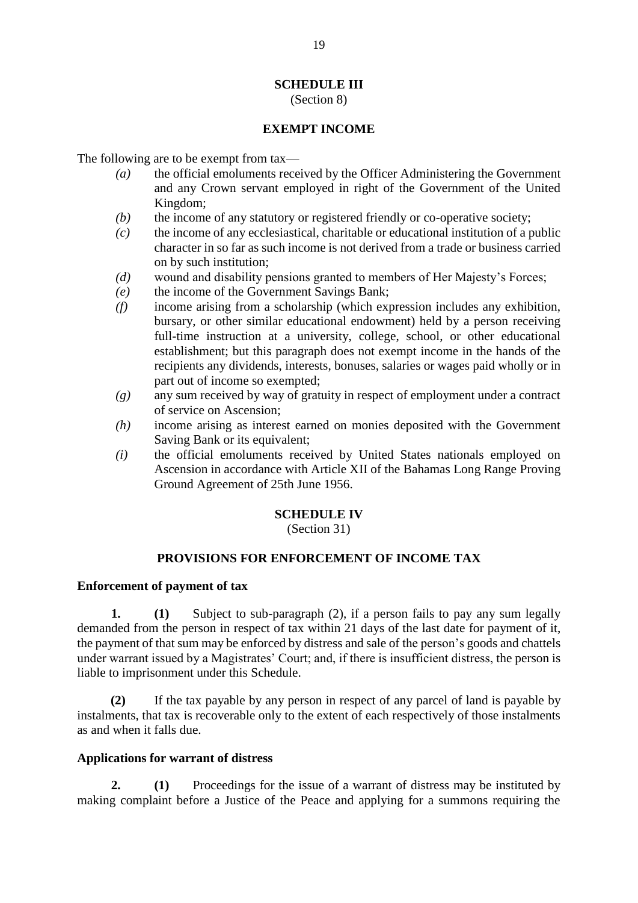## SCHEDULE III

(Section 8)

### EXEMPT INCOME

The following are to be exempt from tax—

*(a)* the official emoluments received by the Officer Administering the Government and any Crown servant employed in right of the Government of the United Kingdom;

*(b)* the income of any statutory or registered friendly or co-operative society;

*(c)* the income of any ecclesiastical, charitable or educational institution of a public character in so far as such income is not derived from a trade or business carried on by such institution;

*(d)* wound and disability pensions granted to members of Her Majesty's Forces;

*(e)* the income of the Government Savings Bank;

*(f)* income arising from a scholarship (which expression includes any exhibition, bursary, or other similar educational endowment) held by a person receiving full-time instruction at a university, college, school, or other educational establishment; but this paragraph does not exempt income in the hands of the recipients any dividends, interests, bonuses, salaries or wages paid wholly or in part out of income so exempted;

*(g)* any sum received by way of gratuity in respect of employment under a contract of service on Ascension;

*(h)* income arising as interest earned on monies deposited with the Government Saving Bank or its equivalent;

*(i)* the official emoluments received by United States nationals employed on Ascension in accordance with Article XII of the Bahamas Long Range Proving Ground Agreement of 25th June 1956.

## SCHEDULE IV

(Section 31)

### PROVISIONS FOR ENFORCEMENT OF INCOME TAX

**Enforcement of payment of tax**

**1. (1)** Subject to sub-paragraph (2), if a person fails to pay any sum legally demanded from the person in respect of tax within 21 days of the last date for payment of it, the payment of that sum may be enforced by distress and sale of the person's goods and chattels under warrant issued by a Magistrates' Court; and, if there is insufficient distress, the person is liable to imprisonment under this Schedule.

**(2)** If the tax payable by any person in respect of any parcel of land is payable by instalments, that tax is recoverable only to the extent of each respectively of those instalments as and when it falls due.

**Applications for warrant of distress**

**2. (1)** Proceedings for the issue of a warrant of distress may be instituted by making complaint before a Justice of the Peace and applying for a summons requiring the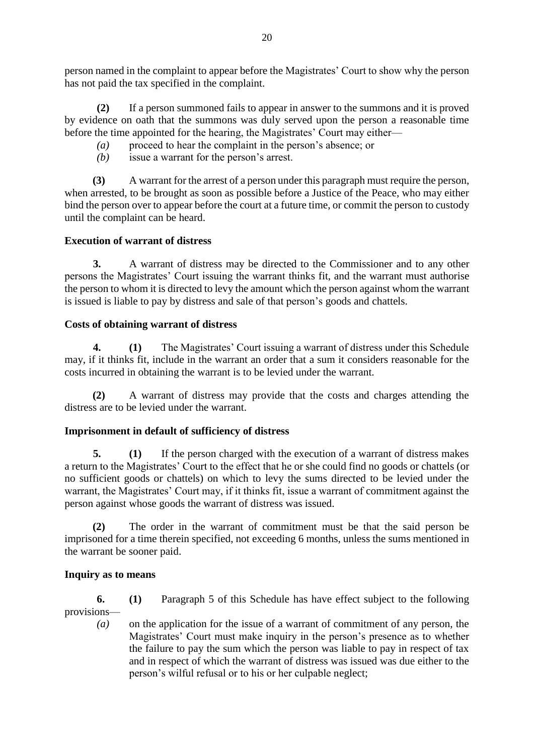person named in the complaint to appear before the Magistrates' Court to show why the person has not paid the tax specified in the complaint.

**(2)** If a person summoned fails to appear in answer to the summons and it is proved by evidence on oath that the summons was duly served upon the person a reasonable time before the time appointed for the hearing, the Magistrates' Court may either—

*(a)* proceed to hear the complaint in the person's absence; or

*(b)* issue a warrant for the person's arrest.

**(3)** A warrant for the arrest of a person under this paragraph must require the person, when arrested, to be brought as soon as possible before a Justice of the Peace, who may either bind the person over to appear before the court at a future time, or commit the person to custody until the complaint can be heard.

**Execution of warrant of distress**

**3.** A warrant of distress may be directed to the Commissioner and to any other persons the Magistrates' Court issuing the warrant thinks fit, and the warrant must authorise the person to whom it is directed to levy the amount which the person against whom the warrant is issued is liable to pay by distress and sale of that person's goods and chattels.

**Costs of obtaining warrant of distress**

**4.** **(1)** The Magistrates' Court issuing a warrant of distress under this Schedule may, if it thinks fit, include in the warrant an order that a sum it considers reasonable for the costs incurred in obtaining the warrant is to be levied under the warrant.

**(2)** A warrant of distress may provide that the costs and charges attending the distress are to be levied under the warrant.

**Imprisonment in default of sufficiency of distress**

**5.** **(1)** If the person charged with the execution of a warrant of distress makes a return to the Magistrates' Court to the effect that he or she could find no goods or chattels (or no sufficient goods or chattels) on which to levy the sums directed to be levied under the warrant, the Magistrates' Court may, if it thinks fit, issue a warrant of commitment against the person against whose goods the warrant of distress was issued.

**(2)** The order in the warrant of commitment must be that the said person be imprisoned for a time therein specified, not exceeding 6 months, unless the sums mentioned in the warrant be sooner paid.

**Inquiry as to means**

**6.** **(1)** Paragraph 5 of this Schedule has have effect subject to the following provisions—

*(a)* on the application for the issue of a warrant of commitment of any person, the Magistrates' Court must make inquiry in the person's presence as to whether the failure to pay the sum which the person was liable to pay in respect of tax and in respect of which the warrant of distress was issued was due either to the person's wilful refusal or to his or her culpable neglect;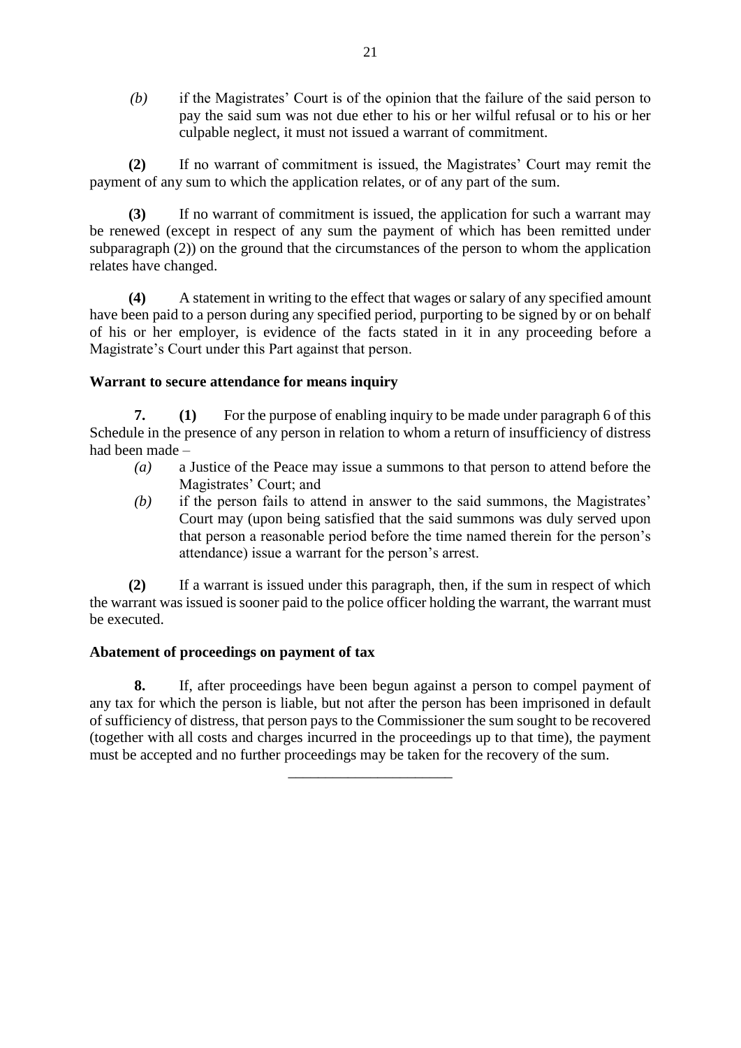*(b)* if the Magistrates' Court is of the opinion that the failure of the said person to pay the said sum was not due ether to his or her wilful refusal or to his or her culpable neglect, it must not issued a warrant of commitment.

**(2)** If no warrant of commitment is issued, the Magistrates' Court may remit the payment of any sum to which the application relates, or of any part of the sum.

**(3)** If no warrant of commitment is issued, the application for such a warrant may be renewed (except in respect of any sum the payment of which has been remitted under subparagraph (2)) on the ground that the circumstances of the person to whom the application relates have changed.

**(4)** A statement in writing to the effect that wages or salary of any specified amount have been paid to a person during any specified period, purporting to be signed by or on behalf of his or her employer, is evidence of the facts stated in it in any proceeding before a Magistrate's Court under this Part against that person.

**Warrant to secure attendance for means inquiry**

**7.** **(1)** For the purpose of enabling inquiry to be made under paragraph 6 of this Schedule in the presence of any person in relation to whom a return of insufficiency of distress had been made –

*(a)* a Justice of the Peace may issue a summons to that person to attend before the Magistrates' Court; and

*(b)* if the person fails to attend in answer to the said summons, the Magistrates' Court may (upon being satisfied that the said summons was duly served upon that person a reasonable period before the time named therein for the person's attendance) issue a warrant for the person's arrest.

**(2)** If a warrant is issued under this paragraph, then, if the sum in respect of which the warrant was issued is sooner paid to the police officer holding the warrant, the warrant must be executed.

**Abatement of proceedings on payment of tax**

**8.** If, after proceedings have been begun against a person to compel payment of any tax for which the person is liable, but not after the person has been imprisoned in default of sufficiency of distress, that person pays to the Commissioner the sum sought to be recovered (together with all costs and charges incurred in the proceedings up to that time), the payment must be accepted and no further proceedings may be taken for the recovery of the sum.

______________________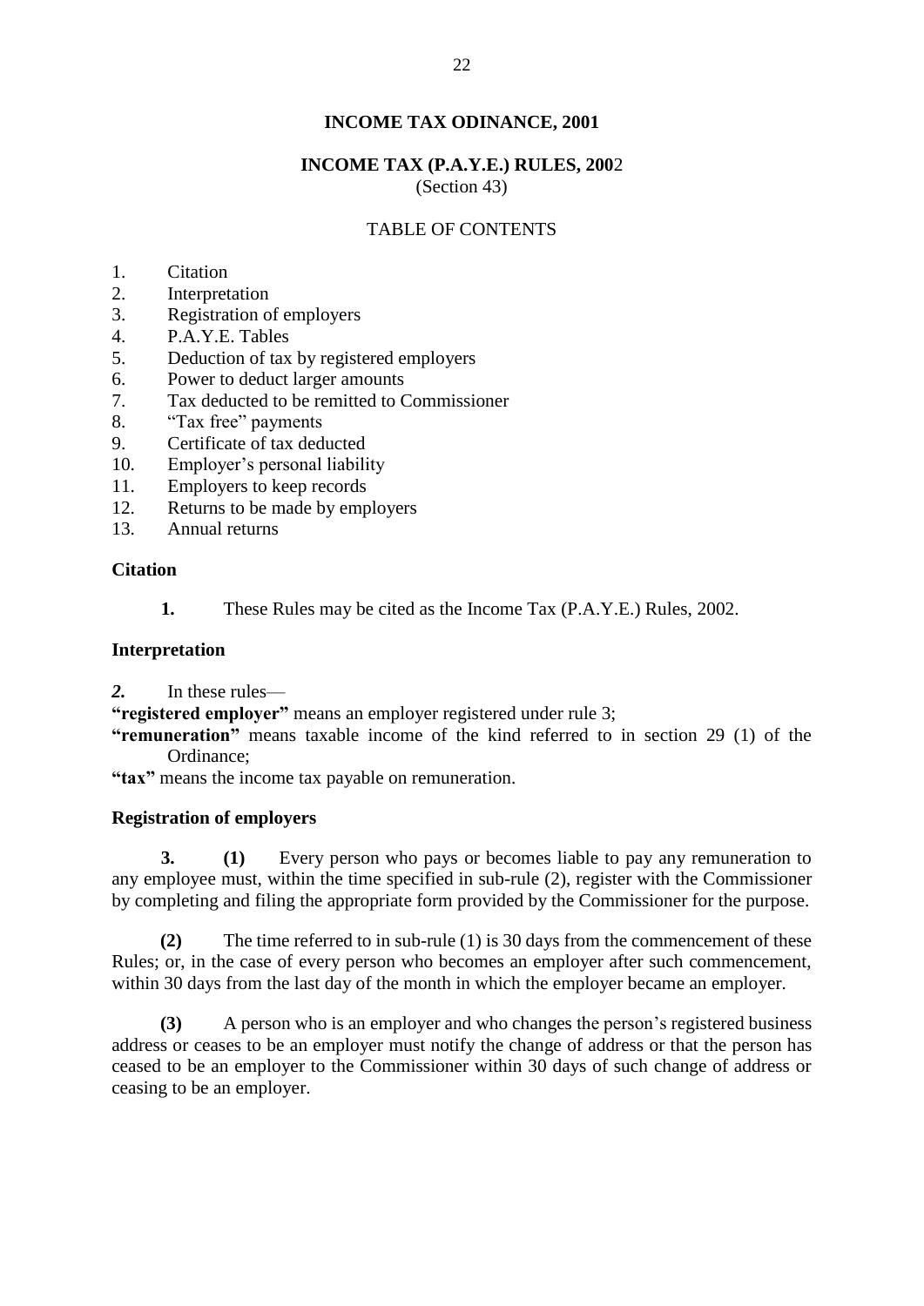# INCOME TAX ODINANCE, 2001

## INCOME TAX (P.A.Y.E.) RULES, 2002

(Section 43)

TABLE OF CONTENTS

1. Citation
2. Interpretation
3. Registration of employers
4. P.A.Y.E. Tables
5. Deduction of tax by registered employers
6. Power to deduct larger amounts
7. Tax deducted to be remitted to Commissioner
8. "Tax free" payments
9. Certificate of tax deducted
10. Employer's personal liability
11. Employers to keep records
12. Returns to be made by employers
13. Annual returns

### Citation

**1.** These Rules may be cited as the Income Tax (P.A.Y.E.) Rules, 2002.

### Interpretation

***2.*** In these rules—

**"registered employer"** means an employer registered under rule 3;

**"remuneration"** means taxable income of the kind referred to in section 29 (1) of the Ordinance;

**"tax"** means the income tax payable on remuneration.

### Registration of employers

**3.** **(1)** Every person who pays or becomes liable to pay any remuneration to any employee must, within the time specified in sub-rule (2), register with the Commissioner by completing and filing the appropriate form provided by the Commissioner for the purpose.

**(2)** The time referred to in sub-rule (1) is 30 days from the commencement of these Rules; or, in the case of every person who becomes an employer after such commencement, within 30 days from the last day of the month in which the employer became an employer.

**(3)** A person who is an employer and who changes the person's registered business address or ceases to be an employer must notify the change of address or that the person has ceased to be an employer to the Commissioner within 30 days of such change of address or ceasing to be an employer.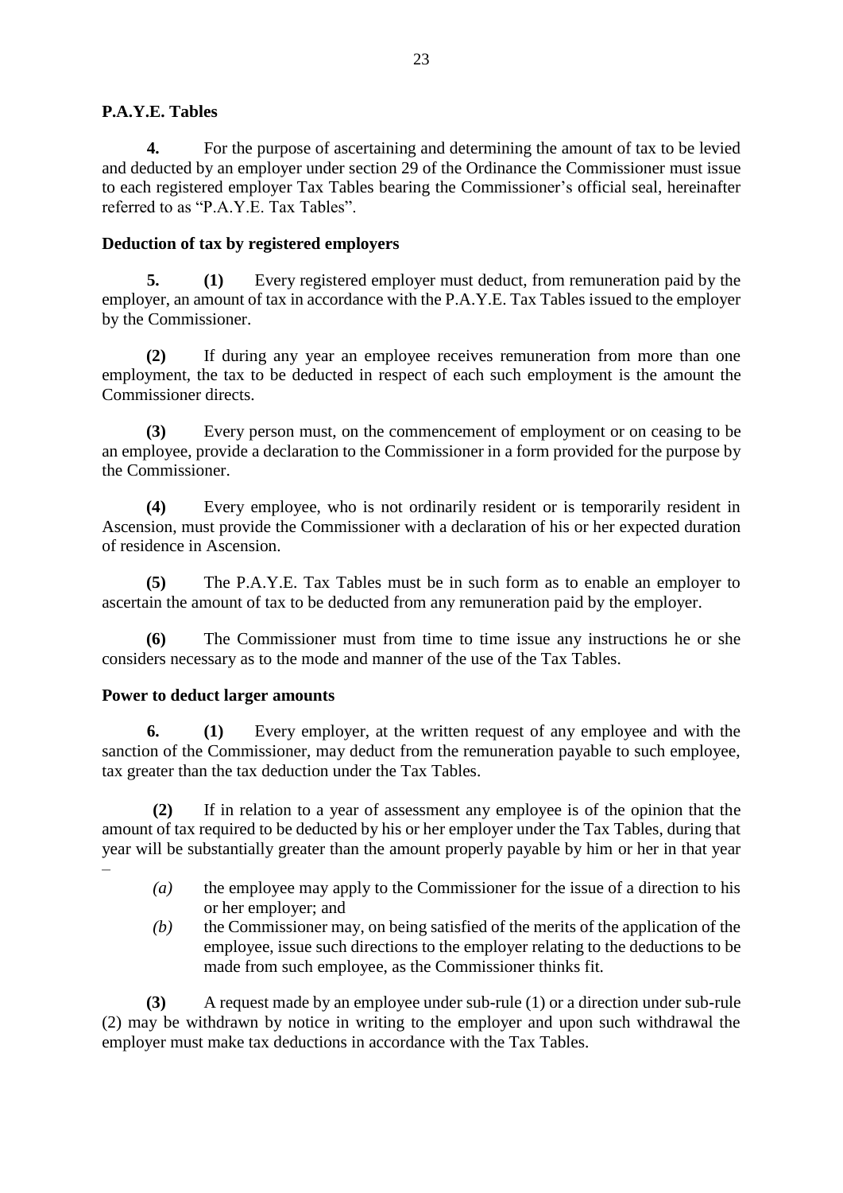**P.A.Y.E. Tables**

**4.** For the purpose of ascertaining and determining the amount of tax to be levied and deducted by an employer under section 29 of the Ordinance the Commissioner must issue to each registered employer Tax Tables bearing the Commissioner's official seal, hereinafter referred to as "P.A.Y.E. Tax Tables".

**Deduction of tax by registered employers**

**5.** **(1)** Every registered employer must deduct, from remuneration paid by the employer, an amount of tax in accordance with the P.A.Y.E. Tax Tables issued to the employer by the Commissioner.

**(2)** If during any year an employee receives remuneration from more than one employment, the tax to be deducted in respect of each such employment is the amount the Commissioner directs.

**(3)** Every person must, on the commencement of employment or on ceasing to be an employee, provide a declaration to the Commissioner in a form provided for the purpose by the Commissioner.

**(4)** Every employee, who is not ordinarily resident or is temporarily resident in Ascension, must provide the Commissioner with a declaration of his or her expected duration of residence in Ascension.

**(5)** The P.A.Y.E. Tax Tables must be in such form as to enable an employer to ascertain the amount of tax to be deducted from any remuneration paid by the employer.

**(6)** The Commissioner must from time to time issue any instructions he or she considers necessary as to the mode and manner of the use of the Tax Tables.

**Power to deduct larger amounts**

**6.** **(1)** Every employer, at the written request of any employee and with the sanction of the Commissioner, may deduct from the remuneration payable to such employee, tax greater than the tax deduction under the Tax Tables.

**(2)** If in relation to a year of assessment any employee is of the opinion that the amount of tax required to be deducted by his or her employer under the Tax Tables, during that year will be substantially greater than the amount properly payable by him or her in that year –

- *(a)* the employee may apply to the Commissioner for the issue of a direction to his or her employer; and
- *(b)* the Commissioner may, on being satisfied of the merits of the application of the employee, issue such directions to the employer relating to the deductions to be made from such employee, as the Commissioner thinks fit.

**(3)** A request made by an employee under sub-rule (1) or a direction under sub-rule (2) may be withdrawn by notice in writing to the employer and upon such withdrawal the employer must make tax deductions in accordance with the Tax Tables.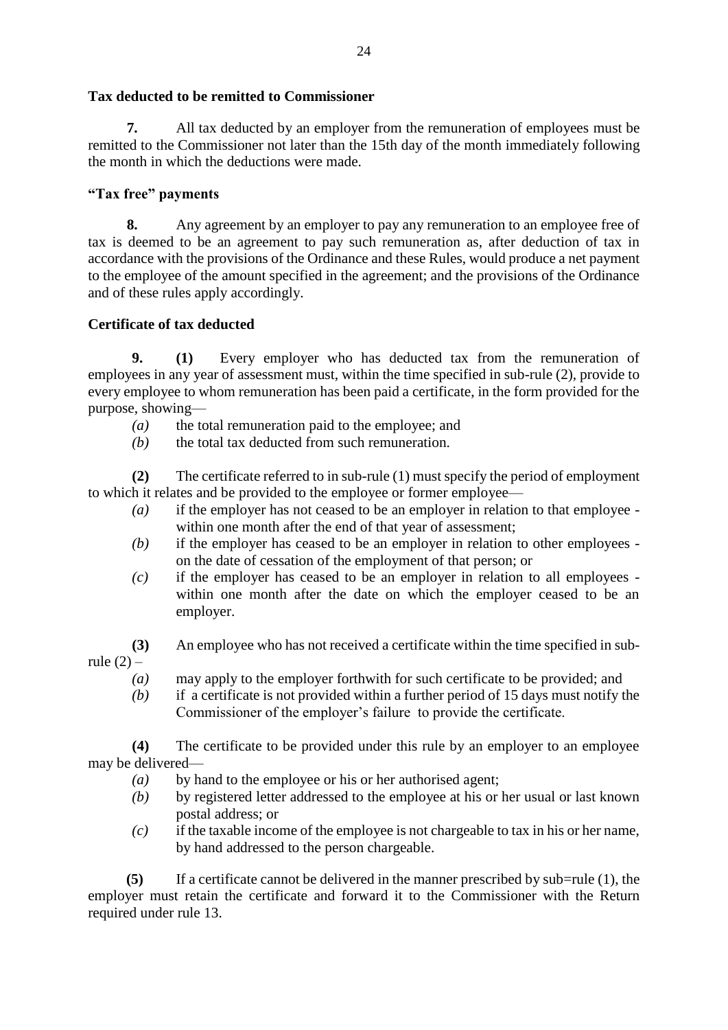**Tax deducted to be remitted to Commissioner**

**7.** All tax deducted by an employer from the remuneration of employees must be remitted to the Commissioner not later than the 15th day of the month immediately following the month in which the deductions were made.

**"Tax free" payments**

**8.** Any agreement by an employer to pay any remuneration to an employee free of tax is deemed to be an agreement to pay such remuneration as, after deduction of tax in accordance with the provisions of the Ordinance and these Rules, would produce a net payment to the employee of the amount specified in the agreement; and the provisions of the Ordinance and of these rules apply accordingly.

**Certificate of tax deducted**

**9.** **(1)** Every employer who has deducted tax from the remuneration of employees in any year of assessment must, within the time specified in sub-rule (2), provide to every employee to whom remuneration has been paid a certificate, in the form provided for the purpose, showing—

*(a)* the total remuneration paid to the employee; and
*(b)* the total tax deducted from such remuneration.

**(2)** The certificate referred to in sub-rule (1) must specify the period of employment to which it relates and be provided to the employee or former employee—

*(a)* if the employer has not ceased to be an employer in relation to that employee - within one month after the end of that year of assessment;
*(b)* if the employer has ceased to be an employer in relation to other employees - on the date of cessation of the employment of that person; or
*(c)* if the employer has ceased to be an employer in relation to all employees - within one month after the date on which the employer ceased to be an employer.

**(3)** An employee who has not received a certificate within the time specified in sub-rule (2) –

*(a)* may apply to the employer forthwith for such certificate to be provided; and
*(b)* if a certificate is not provided within a further period of 15 days must notify the Commissioner of the employer's failure to provide the certificate.

**(4)** The certificate to be provided under this rule by an employer to an employee may be delivered—

*(a)* by hand to the employee or his or her authorised agent;
*(b)* by registered letter addressed to the employee at his or her usual or last known postal address; or
*(c)* if the taxable income of the employee is not chargeable to tax in his or her name, by hand addressed to the person chargeable.

**(5)** If a certificate cannot be delivered in the manner prescribed by sub=rule (1), the employer must retain the certificate and forward it to the Commissioner with the Return required under rule 13.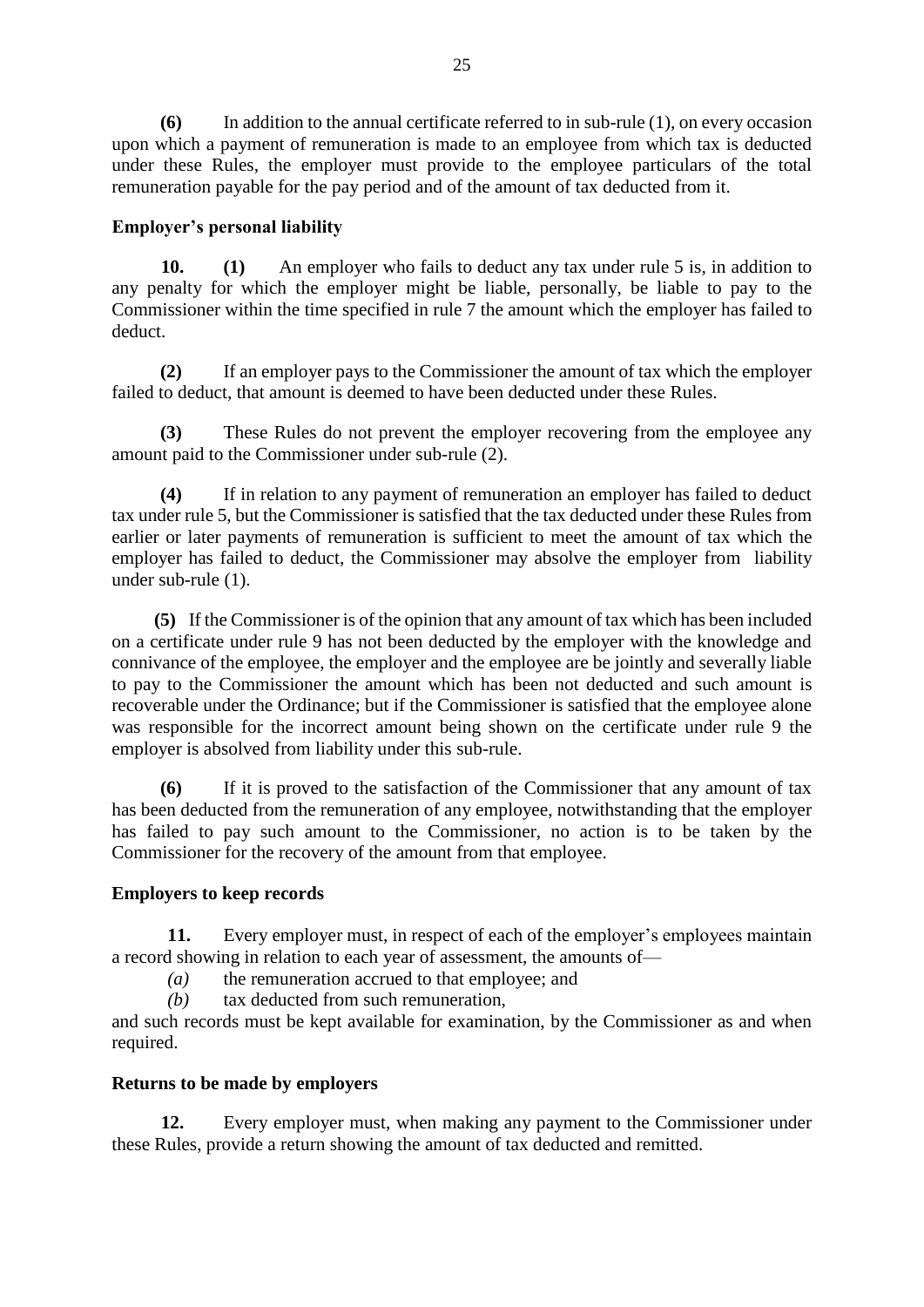**(6)** In addition to the annual certificate referred to in sub-rule (1), on every occasion upon which a payment of remuneration is made to an employee from which tax is deducted under these Rules, the employer must provide to the employee particulars of the total remuneration payable for the pay period and of the amount of tax deducted from it.

**Employer's personal liability**

**10.** **(1)** An employer who fails to deduct any tax under rule 5 is, in addition to any penalty for which the employer might be liable, personally, be liable to pay to the Commissioner within the time specified in rule 7 the amount which the employer has failed to deduct.

**(2)** If an employer pays to the Commissioner the amount of tax which the employer failed to deduct, that amount is deemed to have been deducted under these Rules.

**(3)** These Rules do not prevent the employer recovering from the employee any amount paid to the Commissioner under sub-rule (2).

**(4)** If in relation to any payment of remuneration an employer has failed to deduct tax under rule 5, but the Commissioner is satisfied that the tax deducted under these Rules from earlier or later payments of remuneration is sufficient to meet the amount of tax which the employer has failed to deduct, the Commissioner may absolve the employer from liability under sub-rule (1).

**(5)** If the Commissioner is of the opinion that any amount of tax which has been included on a certificate under rule 9 has not been deducted by the employer with the knowledge and connivance of the employee, the employer and the employee are be jointly and severally liable to pay to the Commissioner the amount which has been not deducted and such amount is recoverable under the Ordinance; but if the Commissioner is satisfied that the employee alone was responsible for the incorrect amount being shown on the certificate under rule 9 the employer is absolved from liability under this sub-rule.

**(6)** If it is proved to the satisfaction of the Commissioner that any amount of tax has been deducted from the remuneration of any employee, notwithstanding that the employer has failed to pay such amount to the Commissioner, no action is to be taken by the Commissioner for the recovery of the amount from that employee.

**Employers to keep records**

**11.** Every employer must, in respect of each of the employer's employees maintain a record showing in relation to each year of assessment, the amounts of—

*(a)* the remuneration accrued to that employee; and

*(b)* tax deducted from such remuneration,

and such records must be kept available for examination, by the Commissioner as and when required.

**Returns to be made by employers**

**12.** Every employer must, when making any payment to the Commissioner under these Rules, provide a return showing the amount of tax deducted and remitted.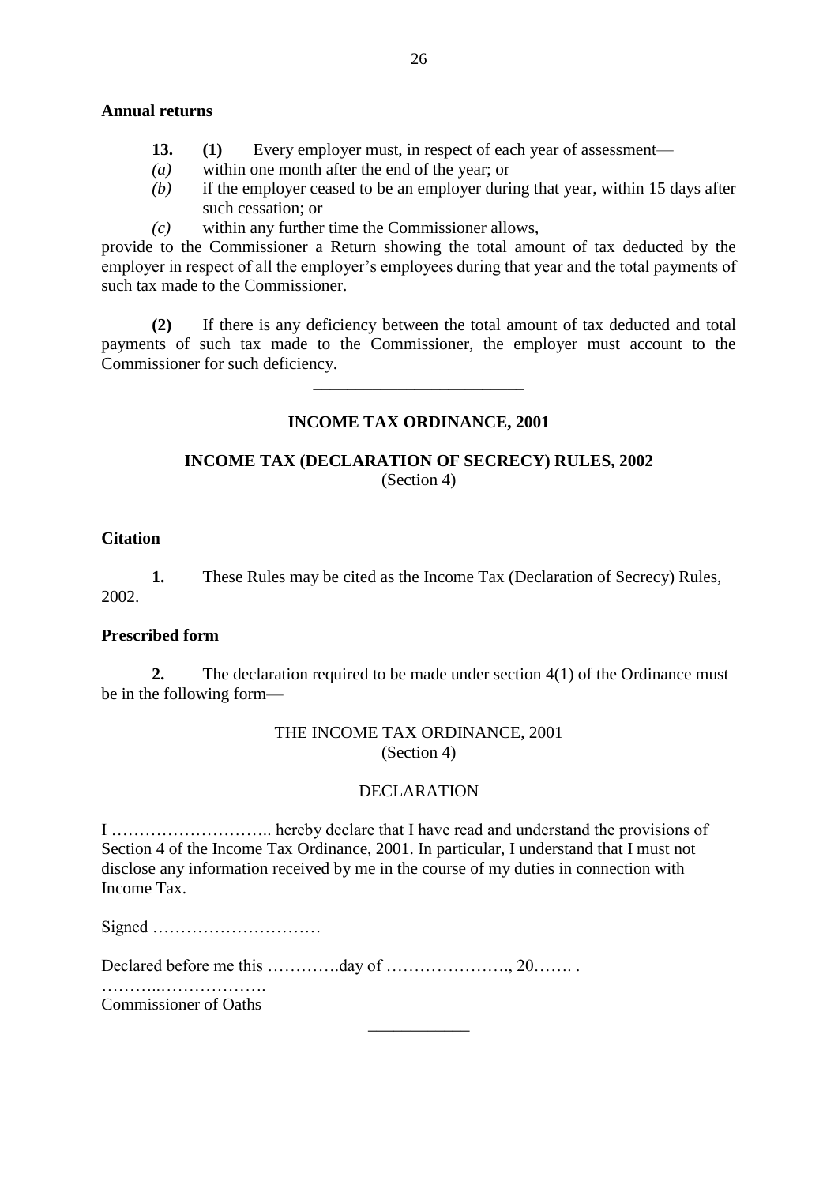**Annual returns**

**13. (1)** Every employer must, in respect of each year of assessment—

*(a)* within one month after the end of the year; or

*(b)* if the employer ceased to be an employer during that year, within 15 days after such cessation; or

*(c)* within any further time the Commissioner allows,

provide to the Commissioner a Return showing the total amount of tax deducted by the employer in respect of all the employer's employees during that year and the total payments of such tax made to the Commissioner.

**(2)** If there is any deficiency between the total amount of tax deducted and total payments of such tax made to the Commissioner, the employer must account to the Commissioner for such deficiency.

---

## INCOME TAX ORDINANCE, 2001

## INCOME TAX (DECLARATION OF SECRECY) RULES, 2002

(Section 4)

**Citation**

**1.** These Rules may be cited as the Income Tax (Declaration of Secrecy) Rules, 2002.

**Prescribed form**

**2.** The declaration required to be made under section 4(1) of the Ordinance must be in the following form—

THE INCOME TAX ORDINANCE, 2001
(Section 4)

DECLARATION

I ……………………….. hereby declare that I have read and understand the provisions of Section 4 of the Income Tax Ordinance, 2001. In particular, I understand that I must not disclose any information received by me in the course of my duties in connection with Income Tax.

Signed …………………………

Declared before me this ………….day of …………………., 20……. .

………..……………….
Commissioner of Oaths

---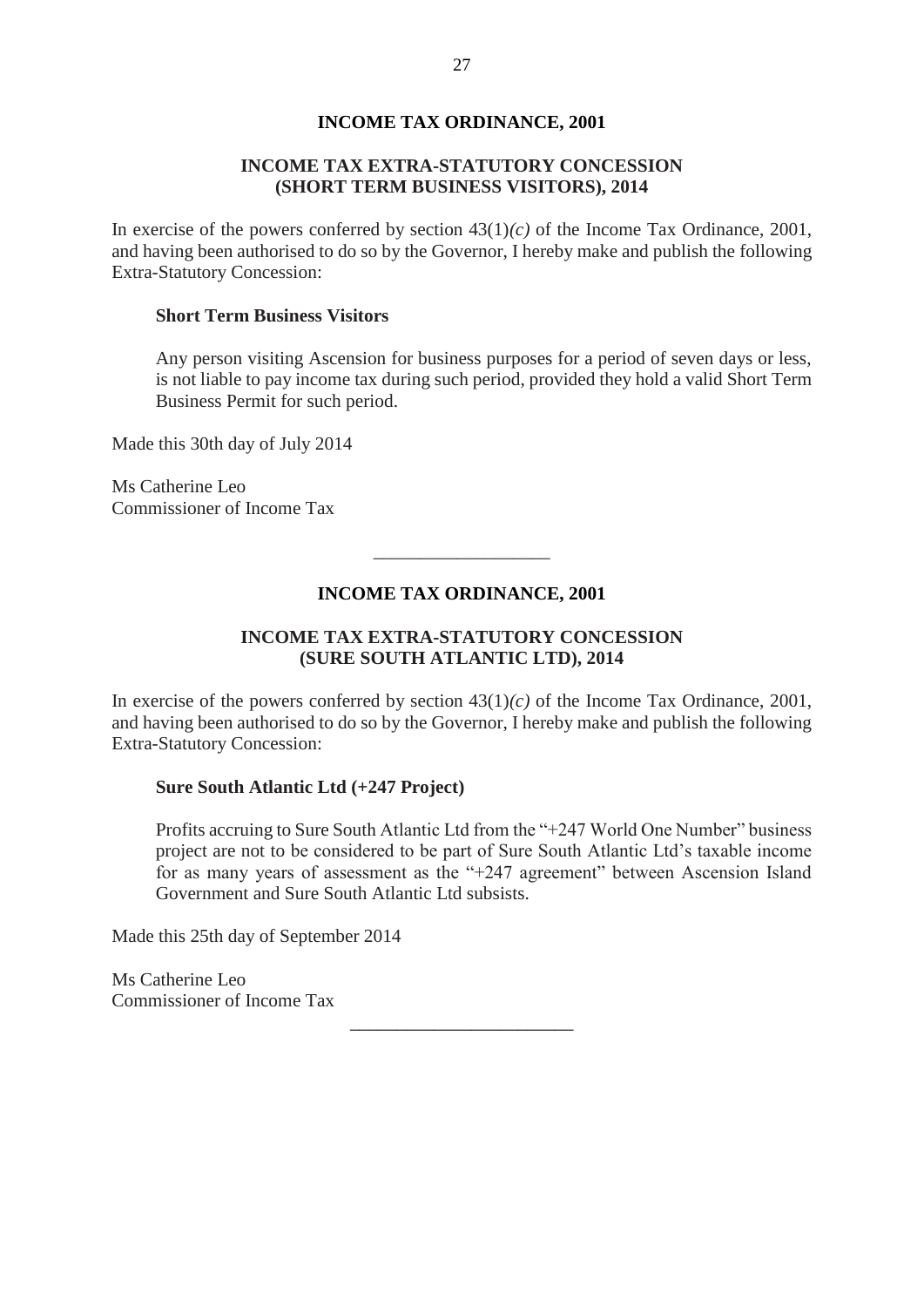## INCOME TAX ORDINANCE, 2001

### INCOME TAX EXTRA-STATUTORY CONCESSION (SHORT TERM BUSINESS VISITORS), 2014

In exercise of the powers conferred by section 43(1)*(c)* of the Income Tax Ordinance, 2001, and having been authorised to do so by the Governor, I hereby make and publish the following Extra-Statutory Concession:

**Short Term Business Visitors**

Any person visiting Ascension for business purposes for a period of seven days or less, is not liable to pay income tax during such period, provided they hold a valid Short Term Business Permit for such period.

Made this 30th day of July 2014

Ms Catherine Leo
Commissioner of Income Tax

---

## INCOME TAX ORDINANCE, 2001

### INCOME TAX EXTRA-STATUTORY CONCESSION (SURE SOUTH ATLANTIC LTD), 2014

In exercise of the powers conferred by section 43(1)*(c)* of the Income Tax Ordinance, 2001, and having been authorised to do so by the Governor, I hereby make and publish the following Extra-Statutory Concession:

**Sure South Atlantic Ltd (+247 Project)**

Profits accruing to Sure South Atlantic Ltd from the "+247 World One Number" business project are not to be considered to be part of Sure South Atlantic Ltd's taxable income for as many years of assessment as the "+247 agreement" between Ascension Island Government and Sure South Atlantic Ltd subsists.

Made this 25th day of September 2014

Ms Catherine Leo
Commissioner of Income Tax

---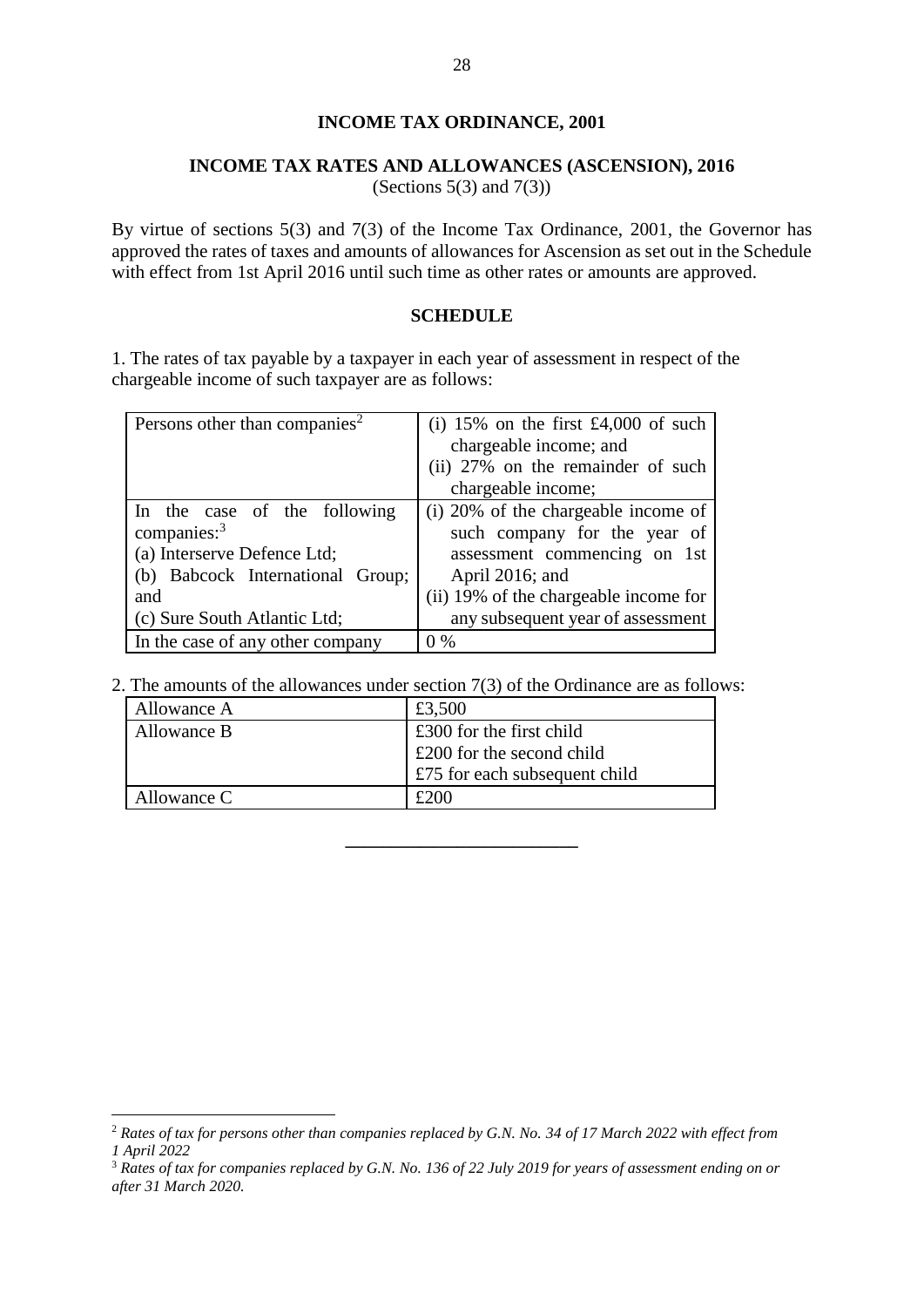# INCOME TAX ORDINANCE, 2001

## INCOME TAX RATES AND ALLOWANCES (ASCENSION), 2016

(Sections 5(3) and 7(3))

By virtue of sections 5(3) and 7(3) of the Income Tax Ordinance, 2001, the Governor has approved the rates of taxes and amounts of allowances for Ascension as set out in the Schedule with effect from 1st April 2016 until such time as other rates or amounts are approved.

### SCHEDULE

1. The rates of tax payable by a taxpayer in each year of assessment in respect of the chargeable income of such taxpayer are as follows:

| | |
|---|---|
| Persons other than companies[2] | (i) 15% on the first £4,000 of such chargeable income; and<br>(ii) 27% on the remainder of such chargeable income; |
| In the case of the following companies:[3]<br>(a) Interserve Defence Ltd;<br>(b) Babcock International Group; and<br>(c) Sure South Atlantic Ltd; | (i) 20% of the chargeable income of such company for the year of assessment commencing on 1st April 2016; and<br>(ii) 19% of the chargeable income for any subsequent year of assessment |
| In the case of any other company | 0 % |

2. The amounts of the allowances under section 7(3) of the Ordinance are as follows:

| | |
|---|---|
| Allowance A | £3,500 |
| Allowance B | £300 for the first child<br>£200 for the second child<br>£75 for each subsequent child |
| Allowance C | £200 |

---

[2] *Rates of tax for persons other than companies replaced by G.N. No. 34 of 17 March 2022 with effect from 1 April 2022*

[3] *Rates of tax for companies replaced by G.N. No. 136 of 22 July 2019 for years of assessment ending on or after 31 March 2020.*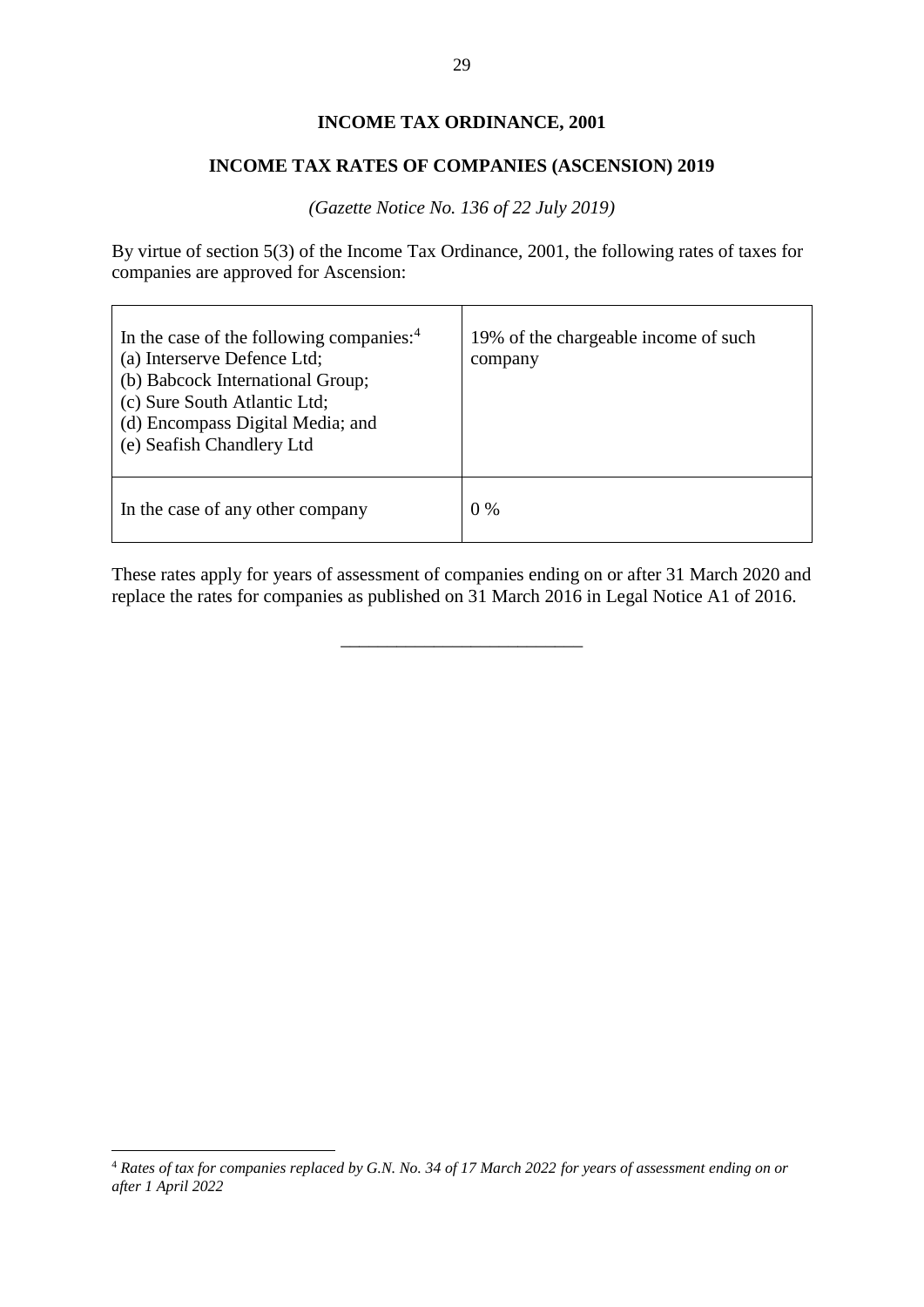## INCOME TAX ORDINANCE, 2001

## INCOME TAX RATES OF COMPANIES (ASCENSION) 2019

*(Gazette Notice No. 136 of 22 July 2019)*

By virtue of section 5(3) of the Income Tax Ordinance, 2001, the following rates of taxes for companies are approved for Ascension:

| | |
|---|---|
| In the case of the following companies:[4]<br>(a) Interserve Defence Ltd;<br>(b) Babcock International Group;<br>(c) Sure South Atlantic Ltd;<br>(d) Encompass Digital Media; and<br>(e) Seafish Chandlery Ltd | 19% of the chargeable income of such company |
| In the case of any other company | 0 % |

These rates apply for years of assessment of companies ending on or after 31 March 2020 and replace the rates for companies as published on 31 March 2016 in Legal Notice A1 of 2016.

---

[4] *Rates of tax for companies replaced by G.N. No. 34 of 17 March 2022 for years of assessment ending on or after 1 April 2022*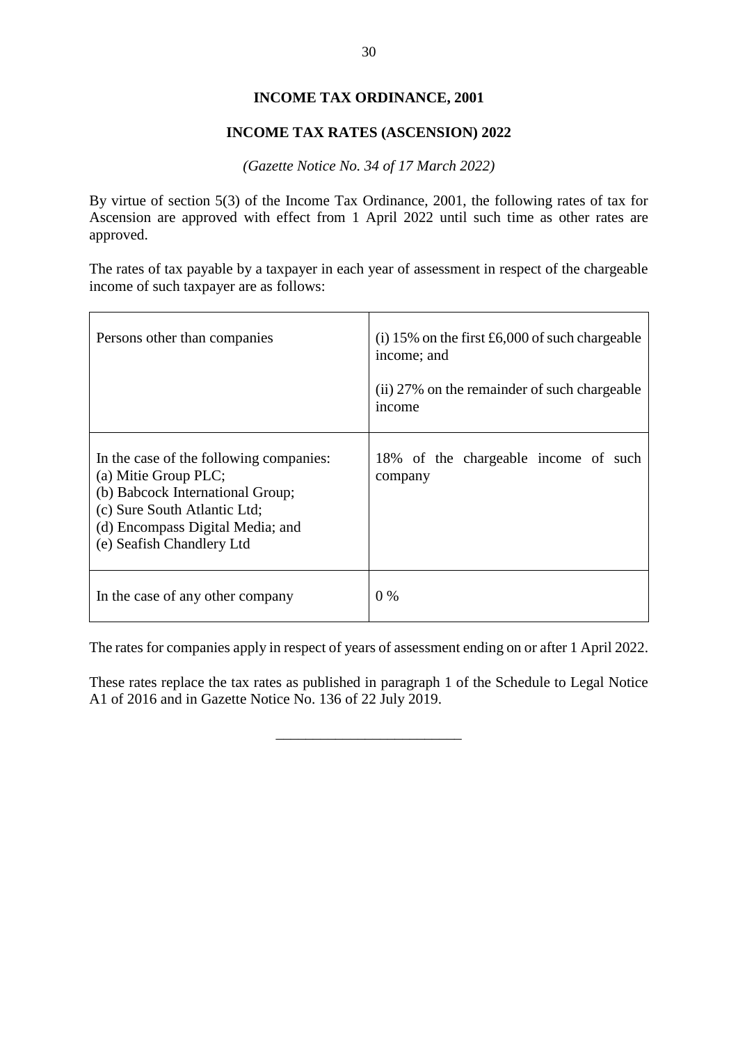## INCOME TAX ORDINANCE, 2001

## INCOME TAX RATES (ASCENSION) 2022

*(Gazette Notice No. 34 of 17 March 2022)*

By virtue of section 5(3) of the Income Tax Ordinance, 2001, the following rates of tax for Ascension are approved with effect from 1 April 2022 until such time as other rates are approved.

The rates of tax payable by a taxpayer in each year of assessment in respect of the chargeable income of such taxpayer are as follows:

| | |
|---|---|
| Persons other than companies | (i) 15% on the first £6,000 of such chargeable income; and<br><br>(ii) 27% on the remainder of such chargeable income |
| In the case of the following companies:<br>(a) Mitie Group PLC;<br>(b) Babcock International Group;<br>(c) Sure South Atlantic Ltd;<br>(d) Encompass Digital Media; and<br>(e) Seafish Chandlery Ltd | 18% of the chargeable income of such company |
| In the case of any other company | 0 % |

The rates for companies apply in respect of years of assessment ending on or after 1 April 2022.

These rates replace the tax rates as published in paragraph 1 of the Schedule to Legal Notice A1 of 2016 and in Gazette Notice No. 136 of 22 July 2019.

---